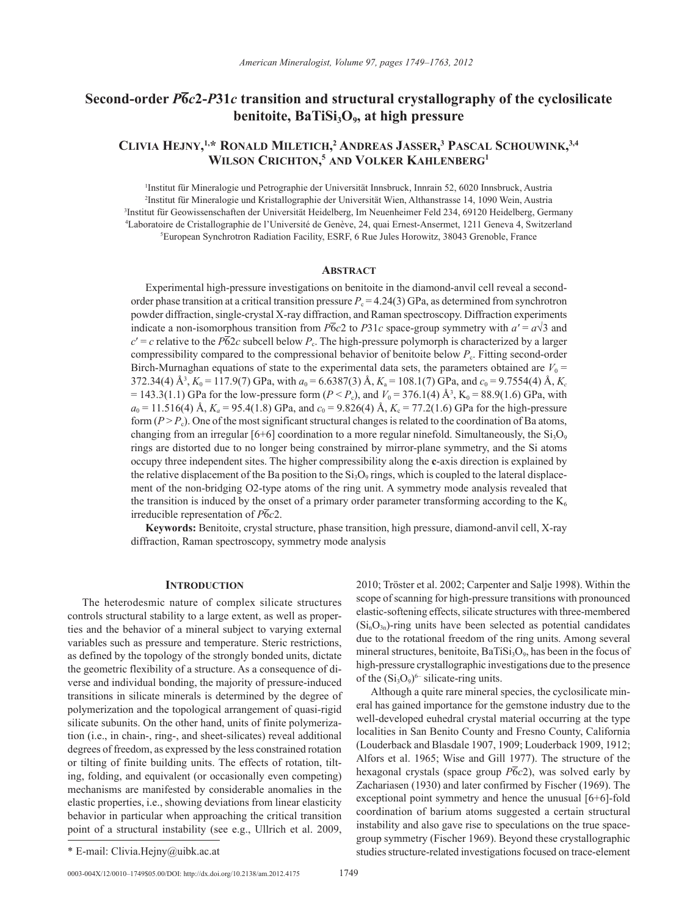# Second-order $P\bar{6}c2$-$P31c$ transition and structural crystallography of the cyclosilicate benitoite, $BaTiSi_3O_9$, at high pressure

**Clivia Hejny,[1,*] Ronald Miletich,[2] Andreas Jasser,[3] Pascal Schouwink,[3,4] Wilson Crichton,[5] and Volker Kahlenberg[1]**

[1]Institut für Mineralogie und Petrographie der Universität Innsbruck, Innrain 52, 6020 Innsbruck, Austria
[2]Institut für Mineralogie und Kristallographie der Universität Wien, Althanstrasse 14, 1090 Wein, Austria
[3]Institut für Geowissenschaften der Universität Heidelberg, Im Neuenheimer Feld 234, 69120 Heidelberg, Germany
[4]Laboratoire de Cristallographie de l'Université de Genève, 24, quai Ernest-Ansermet, 1211 Geneva 4, Switzerland
[5]European Synchrotron Radiation Facility, ESRF, 6 Rue Jules Horowitz, 38043 Grenoble, France

## Abstract

Experimental high-pressure investigations on benitoite in the diamond-anvil cell reveal a second-order phase transition at a critical transition pressure $P_c = 4.24(3)$ GPa, as determined from synchrotron powder diffraction, single-crystal X-ray diffraction, and Raman spectroscopy. Diffraction experiments indicate a non-isomorphous transition from $P\bar{6}c2$ to $P31c$ space-group symmetry with $a' = a\sqrt{3}$ and $c' = c$ relative to the $P\bar{6}2c$ subcell below $P_c$. The high-pressure polymorph is characterized by a larger compressibility compared to the compressional behavior of benitoite below $P_c$. Fitting second-order Birch-Murnaghan equations of state to the experimental data sets, the parameters obtained are $V_0 = 372.34(4)$ Å$^3$, $K_0 = 117.9(7)$ GPa, with $a_0 = 6.6387(3)$ Å, $K_a = 108.1(7)$ GPa, and $c_0 = 9.7554(4)$ Å, $K_c = 143.3(1.1)$ GPa for the low-pressure form ($P < P_c$), and $V_0 = 376.1(4)$ Å$^3$, $K_0 = 88.9(1.6)$ GPa, with $a_0 = 11.516(4)$ Å, $K_a = 95.4(1.8)$ GPa, and $c_0 = 9.826(4)$ Å, $K_c = 77.2(1.6)$ GPa for the high-pressure form ($P > P_c$). One of the most significant structural changes is related to the coordination of Ba atoms, changing from an irregular [6+6] coordination to a more regular ninefold. Simultaneously, the $Si_3O_9$ rings are distorted due to no longer being constrained by mirror-plane symmetry, and the Si atoms occupy three independent sites. The higher compressibility along the **c**-axis direction is explained by the relative displacement of the Ba position to the $Si_3O_9$ rings, which is coupled to the lateral displacement of the non-bridging O2-type atoms of the ring unit. A symmetry mode analysis revealed that the transition is induced by the onset of a primary order parameter transforming according to the $K_6$ irreducible representation of $P\bar{6}c2$.

**Keywords:** Benitoite, crystal structure, phase transition, high pressure, diamond-anvil cell, X-ray diffraction, Raman spectroscopy, symmetry mode analysis

## Introduction

The heterodesmic nature of complex silicate structures controls structural stability to a large extent, as well as properties and the behavior of a mineral subject to varying external variables such as pressure and temperature. Steric restrictions, as defined by the topology of the strongly bonded units, dictate the geometric flexibility of a structure. As a consequence of diverse and individual bonding, the majority of pressure-induced transitions in silicate minerals is determined by the degree of polymerization and the topological arrangement of quasi-rigid silicate subunits. On the other hand, units of finite polymerization (i.e., in chain-, ring-, and sheet-silicates) reveal additional degrees of freedom, as expressed by the less constrained rotation or tilting of finite building units. The effects of rotation, tilting, folding, and equivalent (or occasionally even competing) mechanisms are manifested by considerable anomalies in the elastic properties, i.e., showing deviations from linear elasticity behavior in particular when approaching the critical transition point of a structural instability (see e.g., Ullrich et al. 2009, 2010; Tröster et al. 2002; Carpenter and Salje 1998). Within the scope of scanning for high-pressure transitions with pronounced elastic-softening effects, silicate structures with three-membered ($Si_nO_{3n}$)-ring units have been selected as potential candidates due to the rotational freedom of the ring units. Among several mineral structures, benitoite, $BaTiSi_3O_9$, has been in the focus of high-pressure crystallographic investigations due to the presence of the $(Si_3O_9)^{6-}$ silicate-ring units.

Although a quite rare mineral species, the cyclosilicate mineral has gained importance for the gemstone industry due to the well-developed euhedral crystal material occurring at the type localities in San Benito County and Fresno County, California (Louderback and Blasdale 1907, 1909; Louderback 1909, 1912; Alfors et al. 1965; Wise and Gill 1977). The structure of the hexagonal crystals (space group $P\bar{6}c2$), was solved early by Zachariasen (1930) and later confirmed by Fischer (1969). The exceptional point symmetry and hence the unusual [6+6]-fold coordination of barium atoms suggested a certain structural instability and also gave rise to speculations on the true space-group symmetry (Fischer 1969). Beyond these crystallographic studies structure-related investigations focused on trace-element

\* E-mail: Clivia.Hejny@uibk.ac.at

0003-004X/12/0010–1749\$05.00/DOI: http://dx.doi.org/10.2138/am.2012.4175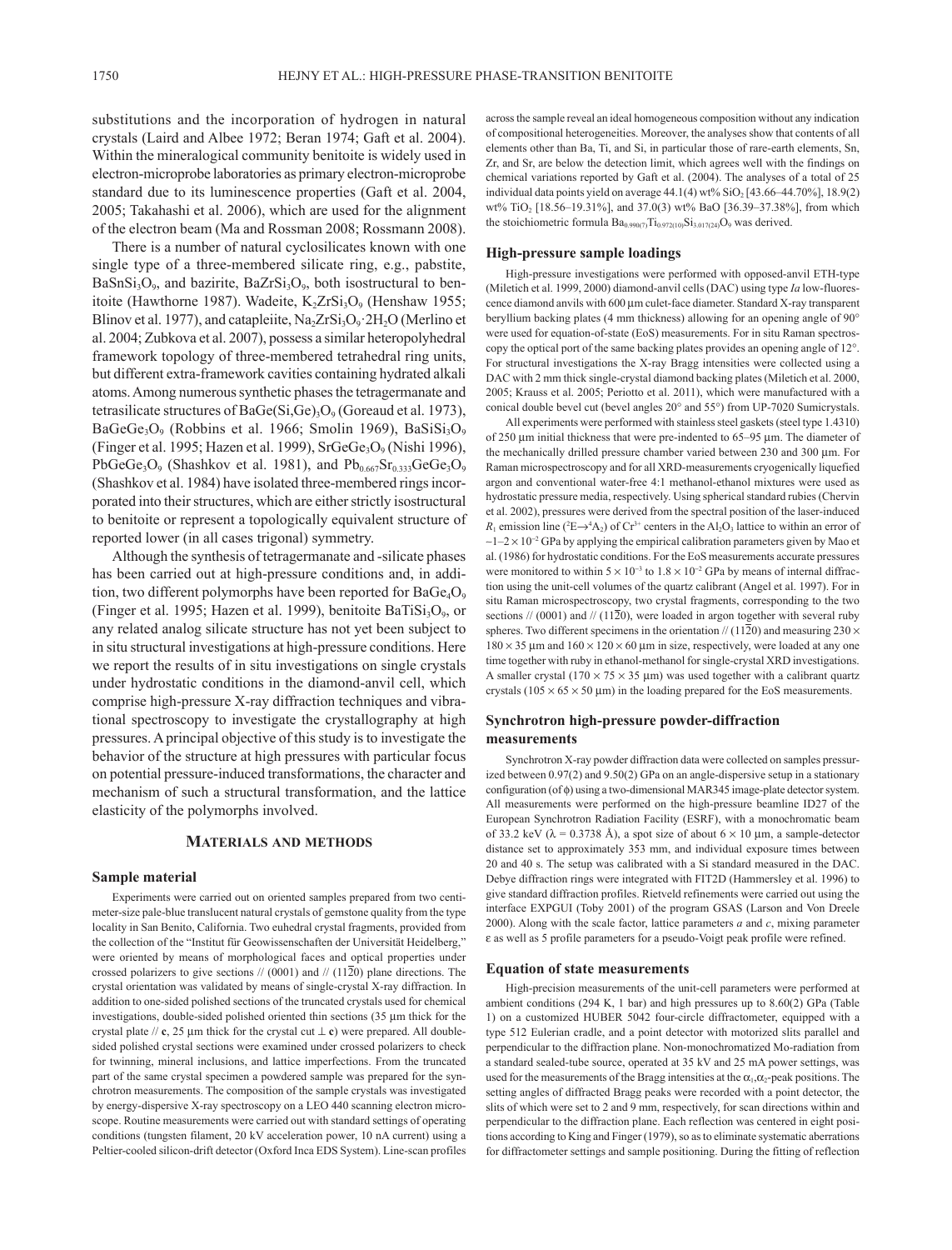substitutions and the incorporation of hydrogen in natural crystals (Laird and Albee 1972; Beran 1974; Gaft et al. 2004). Within the mineralogical community benitoite is widely used in electron-microprobe laboratories as primary electron-microprobe standard due to its luminescence properties (Gaft et al. 2004, 2005; Takahashi et al. 2006), which are used for the alignment of the electron beam (Ma and Rossman 2008; Rossmann 2008).

There is a number of natural cyclosilicates known with one single type of a three-membered silicate ring, e.g., pabstite, $BaSnSi_3O_9$, and bazirite, $BaZrSi_3O_9$, both isostructural to benitoite (Hawthorne 1987). Wadeite, $K_2ZrSi_3O_9$ (Henshaw 1955; Blinov et al. 1977), and catapleiite, $Na_2ZrSi_3O_9 \cdot 2H_2O$ (Merlino et al. 2004; Zubkova et al. 2007), possess a similar heteropolyhedral framework topology of three-membered tetrahedral ring units, but different extra-framework cavities containing hydrated alkali atoms. Among numerous synthetic phases the tetragermanate and tetrasilicate structures of $BaGe(Si,Ge)_3O_9$ (Goreaud et al. 1973), $BaGeGe_3O_9$ (Robbins et al. 1966; Smolin 1969), $BaSiSi_3O_9$ (Finger et al. 1995; Hazen et al. 1999), $SrGeGe_3O_9$ (Nishi 1996), $PbGeGe_3O_9$ (Shashkov et al. 1981), and $Pb_{0.667}Sr_{0.333}GeGe_3O_9$ (Shashkov et al. 1984) have isolated three-membered rings incorporated into their structures, which are either strictly isostructural to benitoite or represent a topologically equivalent structure of reported lower (in all cases trigonal) symmetry.

Although the synthesis of tetragermanate and -silicate phases has been carried out at high-pressure conditions and, in addition, two different polymorphs have been reported for $BaGe_4O_9$ (Finger et al. 1995; Hazen et al. 1999), benitoite $BaTiSi_3O_9$, or any related analog silicate structure has not yet been subject to in situ structural investigations at high-pressure conditions. Here we report the results of in situ investigations on single crystals under hydrostatic conditions in the diamond-anvil cell, which comprise high-pressure X-ray diffraction techniques and vibrational spectroscopy to investigate the crystallography at high pressures. A principal objective of this study is to investigate the behavior of the structure at high pressures with particular focus on potential pressure-induced transformations, the character and mechanism of such a structural transformation, and the lattice elasticity of the polymorphs involved.

## Materials and methods

### Sample material

Experiments were carried out on oriented samples prepared from two centimeter-size pale-blue translucent natural crystals of gemstone quality from the type locality in San Benito, California. Two euhedral crystal fragments, provided from the collection of the "Institut für Geowissenschaften der Universität Heidelberg," were oriented by means of morphological faces and optical properties under crossed polarizers to give sections // (0001) and // (11$\bar{2}$0) plane directions. The crystal orientation was validated by means of single-crystal X-ray diffraction. In addition to one-sided polished sections of the truncated crystals used for chemical investigations, double-sided polished oriented thin sections (35 μm thick for the crystal plate // **c**, 25 μm thick for the crystal cut ⊥ **c**) were prepared. All double-sided polished crystal sections were examined under crossed polarizers to check for twinning, mineral inclusions, and lattice imperfections. From the truncated part of the same crystal specimen a powdered sample was prepared for the synchrotron measurements. The composition of the sample crystals was investigated by energy-dispersive X-ray spectroscopy on a LEO 440 scanning electron microscope. Routine measurements were carried out with standard settings of operating conditions (tungsten filament, 20 kV acceleration power, 10 nA current) using a Peltier-cooled silicon-drift detector (Oxford Inca EDS System). Line-scan profiles across the sample reveal an ideal homogenous composition without any indication of compositional heterogeneities. Moreover, the analyses show that contents of all elements other than Ba, Ti, and Si, in particular those of rare-earth elements, Sn, Zr, and Sr, are below the detection limit, which agrees well with the findings on chemical variations reported by Gaft et al. (2004). The analyses of a total of 25 individual data points yield on average 44.1(4) wt% $SiO_2$ [43.66–44.70%], 18.9(2) wt% $TiO_2$ [18.56–19.31%], and 37.0(3) wt% BaO [36.39–37.38%], from which the stoichiometric formula $Ba_{0.990(7)}Ti_{0.972(10)}Si_{3.017(24)}O_9$ was derived.

### High-pressure sample loadings

High-pressure investigations were performed with opposed-anvil ETH-type (Miletich et al. 1999, 2000) diamond-anvil cells (DAC) using type *Ia* low-fluorescence diamond anvils with 600 μm culet-face diameter. Standard X-ray transparent beryllium backing plates (4 mm thickness) allowing for an opening angle of 90° were used for equation-of-state (EoS) measurements. For in situ Raman spectroscopy the optical port of the same backing plates provides an opening angle of 12°. For structural investigations the X-ray Bragg intensities were collected using a DAC with 2 mm thick single-crystal diamond backing plates (Miletich et al. 2000, 2005; Krauss et al. 2005; Periotto et al. 2011), which were manufactured with a conical double bevel cut (bevel angles 20° and 55°) from UP-7020 Sumicrystals.

All experiments were performed with stainless steel gaskets (steel type 1.4310) of 250 μm initial thickness that were pre-indented to 65–95 μm. The diameter of the mechanically drilled pressure chamber varied between 230 and 300 μm. For Raman microspectroscopy and for all XRD-measurements cryogenically liquefied argon and conventional water-free 4:1 methanol-ethanol mixtures were used as hydrostatic pressure media, respectively. Using spherical standard rubies (Chervin et al. 2002), pressures were derived from the spectral position of the laser-induced $R_1$ emission line ($^2E \rightarrow {}^4A_2$) of $Cr^{3+}$ centers in the $Al_2O_3$ lattice to within an error of $-1–2 \times 10^{-2}$ GPa by applying the empirical calibration parameters given by Mao et al. (1986) for hydrostatic conditions. For the EoS measurements accurate pressures were monitored to within $5 \times 10^{-3}$ to $1.8 \times 10^{-2}$ GPa by means of internal diffraction using the unit-cell volumes of the quartz calibrant (Angel et al. 1997). For in situ Raman microspectroscopy, two crystal fragments, corresponding to the two sections // (0001) and // (11$\bar{2}$0), were loaded in argon together with several ruby spheres. Two different specimens in the orientation // (11$\bar{2}$0) and measuring 230 × 180 × 35 μm and 160 × 120 × 60 μm in size, respectively, were loaded at any one time together with ruby in ethanol-methanol for single-crystal XRD investigations. A smaller crystal (170 × 75 × 35 μm) was used together with a calibrant quartz crystals (105 × 65 × 50 μm) in the loading prepared for the EoS measurements.

### Synchrotron high-pressure powder-diffraction measurements

Synchrotron X-ray powder diffraction data were collected on samples pressurized between 0.97(2) and 9.50(2) GPa on an angle-dispersive setup in a stationary configuration (of ϕ) using a two-dimensional MAR345 image-plate detector system. All measurements were performed on the high-pressure beamline ID27 of the European Synchrotron Radiation Facility (ESRF), with a monochromatic beam of 33.2 keV (λ = 0.3738 Å), a spot size of about 6 × 10 μm, a sample-detector distance set to approximately 353 mm, and individual exposure times between 20 and 40 s. The setup was calibrated with a Si standard measured in the DAC. Debye diffraction rings were integrated with FIT2D (Hammersley et al. 1996) to give standard diffraction profiles. Rietveld refinements were carried out using the interface EXPGUI (Toby 2001) of the program GSAS (Larson and Von Dreele 2000). Along with the scale factor, lattice parameters *a* and *c*, mixing parameter ε as well as 5 profile parameters for a pseudo-Voigt peak profile were refined.

### Equation of state measurements

High-precision measurements of the unit-cell parameters were performed at ambient conditions (294 K, 1 bar) and high pressures up to 8.60(2) GPa (Table 1) on a customized HUBER 5042 four-circle diffractometer, equipped with a type 512 Eulerian cradle, and a point detector with motorized slits parallel and perpendicular to the diffraction plane. Non-monochromatized Mo-radiation from a standard sealed-tube source, operated at 35 kV and 25 mA power settings, was used for the measurements of the Bragg intensities at the $\alpha_1,\alpha_2$-peak positions. The setting angles of diffracted Bragg peaks were recorded with a point detector, the slits of which were set to 2 and 9 mm, respectively, for scan directions within and perpendicular to the diffraction plane. Each reflection was centered in eight positions according to King and Finger (1979), so as to eliminate systematic aberrations for diffractometer settings and sample positioning. During the fitting of reflection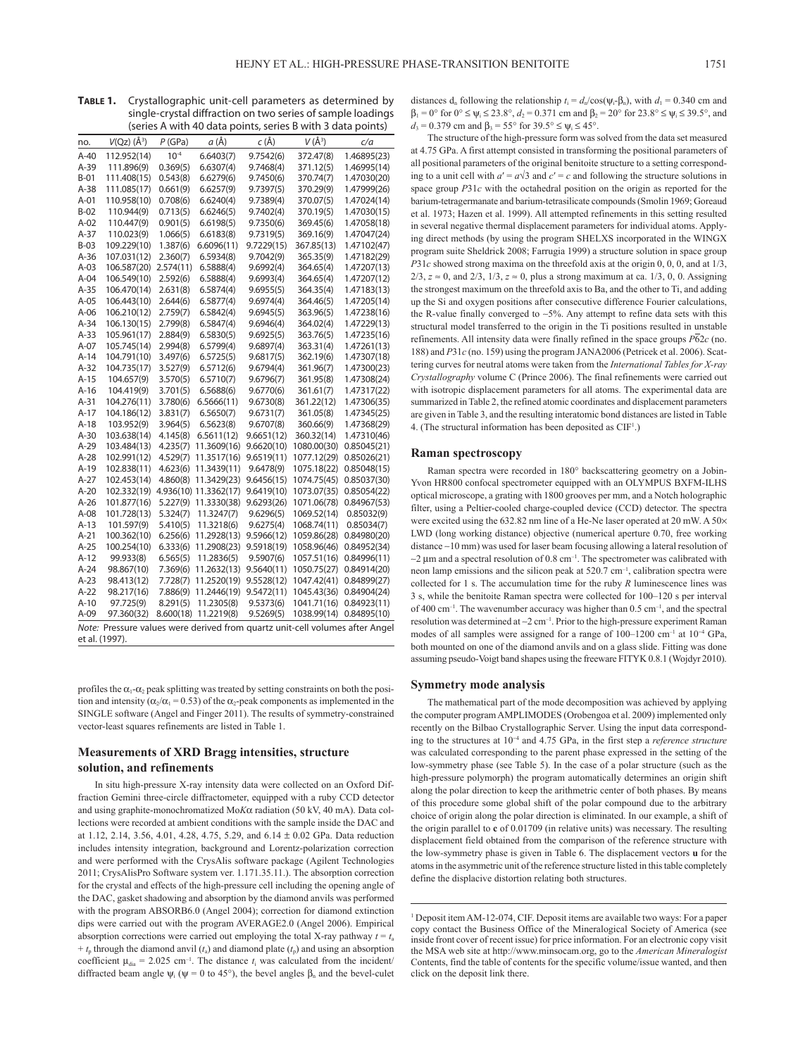**Table 1.** Crystallographic unit-cell parameters as determined by single-crystal diffraction on two series of sample loadings (series A with 40 data points, series B with 3 data points)

| no. | $V$(Qz) (Å³) | $P$ (GPa) | $a$ (Å) | $c$ (Å) | $V$ (Å³) | $c/a$ |
|---|---|---|---|---|---|---|
| A-40 | 112.952(14) | $10^{-4}$ | 6.6403(7) | 9.7542(6) | 372.47(8) | 1.46895(23) |
| A-39 | 111.896(9) | 0.369(5) | 6.6307(4) | 9.7468(4) | 371.12(5) | 1.46995(14) |
| B-01 | 111.408(15) | 0.543(8) | 6.6279(6) | 9.7450(6) | 370.74(7) | 1.47030(20) |
| A-38 | 111.085(17) | 0.661(9) | 6.6257(9) | 9.7397(5) | 370.29(9) | 1.47999(26) |
| A-01 | 110.958(10) | 0.708(6) | 6.6240(4) | 9.7389(4) | 370.07(5) | 1.47024(14) |
| B-02 | 110.944(9) | 0.713(5) | 6.6246(5) | 9.7402(4) | 370.19(5) | 1.47030(15) |
| A-02 | 110.447(9) | 0.901(5) | 6.6198(5) | 9.7350(6) | 369.45(6) | 1.47058(18) |
| A-37 | 110.023(9) | 1.066(5) | 6.6183(8) | 9.7319(5) | 369.16(9) | 1.47047(24) |
| B-03 | 109.229(10) | 1.387(6) | 6.6096(11) | 9.7229(15) | 367.85(13) | 1.47102(47) |
| A-36 | 107.031(12) | 2.360(7) | 6.5934(8) | 9.7042(9) | 365.35(9) | 1.47182(29) |
| A-03 | 106.587(20) | 2.574(11) | 6.5888(4) | 9.6992(4) | 364.65(4) | 1.47207(13) |
| A-04 | 106.549(10) | 2.592(6) | 6.5888(4) | 9.6993(4) | 364.65(4) | 1.47207(12) |
| A-35 | 106.470(14) | 2.631(8) | 6.5874(4) | 9.6955(5) | 364.35(4) | 1.47183(13) |
| A-05 | 106.443(10) | 2.644(6) | 6.5877(4) | 9.6974(4) | 364.46(5) | 1.47205(14) |
| A-06 | 106.210(12) | 2.759(7) | 6.5842(4) | 9.6945(5) | 363.96(5) | 1.47238(16) |
| A-34 | 106.130(15) | 2.799(8) | 6.5847(4) | 9.6946(4) | 364.02(4) | 1.47229(13) |
| A-33 | 105.961(17) | 2.884(9) | 6.5830(5) | 9.6925(5) | 363.76(5) | 1.47235(16) |
| A-07 | 105.745(14) | 2.994(8) | 6.5799(4) | 9.6897(4) | 363.31(4) | 1.47261(13) |
| A-14 | 104.791(10) | 3.497(6) | 6.5725(5) | 9.6817(5) | 362.19(6) | 1.47307(18) |
| A-32 | 104.735(17) | 3.527(9) | 6.5712(6) | 9.6794(4) | 361.96(7) | 1.47300(23) |
| A-15 | 104.657(9) | 3.570(5) | 6.5710(7) | 9.6796(7) | 361.95(8) | 1.47308(24) |
| A-16 | 104.419(9) | 3.701(5) | 6.5688(6) | 9.6770(6) | 361.61(7) | 1.47317(22) |
| A-31 | 104.276(11) | 3.780(6) | 6.5666(11) | 9.6730(8) | 361.22(12) | 1.47306(35) |
| A-17 | 104.186(12) | 3.831(7) | 6.5650(7) | 9.6731(7) | 361.05(8) | 1.47345(25) |
| A-18 | 103.952(9) | 3.964(5) | 6.5623(8) | 9.6707(8) | 360.66(9) | 1.47368(29) |
| A-30 | 103.638(14) | 4.145(8) | 6.5611(12) | 9.6651(12) | 360.32(14) | 1.47310(46) |
| A-29 | 103.484(13) | 4.235(7) | 11.3609(16) | 9.6620(10) | 1080.00(30) | 0.85045(21) |
| A-28 | 102.991(12) | 4.529(7) | 11.3517(16) | 9.6519(11) | 1077.12(29) | 0.85026(21) |
| A-19 | 102.838(11) | 4.623(6) | 11.3439(11) | 9.6478(9) | 1075.18(22) | 0.85048(15) |
| A-27 | 102.453(14) | 4.860(8) | 11.3429(23) | 9.6456(15) | 1074.75(45) | 0.85037(30) |
| A-20 | 102.332(19) | 4.936(10) | 11.3362(17) | 9.6419(10) | 1073.07(35) | 0.85054(22) |
| A-26 | 101.877(16) | 5.227(9) | 11.3330(38) | 9.6293(26) | 1071.06(78) | 0.84967(53) |
| A-08 | 101.728(13) | 5.324(7) | 11.3247(7) | 9.6296(5) | 1069.52(14) | 0.85032(9) |
| A-13 | 101.597(9) | 5.410(5) | 11.3218(6) | 9.6275(4) | 1068.74(11) | 0.85034(7) |
| A-21 | 100.362(10) | 6.256(6) | 11.2928(13) | 9.5966(12) | 1059.86(28) | 0.84980(20) |
| A-25 | 100.254(10) | 6.333(6) | 11.2908(23) | 9.5918(19) | 1058.96(46) | 0.84952(34) |
| A-12 | 99.933(8) | 6.565(5) | 11.2836(5) | 9.5907(6) | 1057.51(16) | 0.84996(11) |
| A-24 | 98.867(10) | 7.369(6) | 11.2632(13) | 9.5640(11) | 1050.75(27) | 0.84914(20) |
| A-23 | 98.413(12) | 7.728(7) | 11.2520(19) | 9.5528(12) | 1047.42(41) | 0.84899(27) |
| A-22 | 98.217(16) | 7.886(9) | 11.2446(19) | 9.5472(11) | 1045.43(36) | 0.84904(24) |
| A-10 | 97.725(9) | 8.291(5) | 11.2305(8) | 9.5373(6) | 1041.71(16) | 0.84923(11) |
| A-09 | 97.360(32) | 8.600(18) | 11.2219(8) | 9.5269(5) | 1038.99(14) | 0.84895(10) |

*Note:* Pressure values were derived from quartz unit-cell volumes after Angel et al. (1997).

profiles the $\alpha_1$-$\alpha_2$ peak splitting was treated by setting constraints on both the position and intensity ($\alpha_2/\alpha_1 = 0.53$) of the $\alpha_2$-peak components as implemented in the SINGLE software (Angel and Finger 2011). The results of symmetry-constrained vector-least squares refinements are listed in Table 1.

## Measurements of XRD Bragg intensities, structure solution, and refinements

In situ high-pressure X-ray intensity data were collected on an Oxford Diffraction Gemini three-circle diffractometer, equipped with a ruby CCD detector and using graphite-monochromatized Mo$K\alpha$ radiation (50 kV, 40 mA). Data collections were recorded at ambient conditions with the sample inside the DAC and at 1.12, 2.14, 3.56, 4.01, 4.28, 4.75, 5.29, and 6.14 ± 0.02 GPa. Data reduction includes intensity integration, background and Lorentz-polarization correction and were performed with the CrysAlis software package (Agilent Technologies 2011; CrysAlisPro Software system ver. 1.171.35.11.). The absorption correction for the crystal and effects of the high-pressure cell including the opening angle of the DAC, gasket shadowing and absorption by the diamond anvils was performed with the program ABSORB6.0 (Angel 2004); correction for diamond extinction dips were carried out with the program AVERAGE2.0 (Angel 2006). Empirical absorption corrections were carried out employing the total X-ray pathway $t = t_a + t_p$ through the diamond anvil ($t_a$) and diamond plate ($t_p$) and using an absorption coefficient $\mu_{dia} = 2.025$ cm$^{-1}$. The distance $t_i$ was calculated from the incident/diffracted beam angle $\psi_i$ ($\psi = 0$ to 45°), the bevel angles $\beta_n$ and the bevel-culet distances $d_n$ following the relationship $t_i = d_n/\cos(\psi_i - \beta_n)$, with $d_1 = 0.340$ cm and $\beta_1 = 0°$ for $0° \leq \psi_i \leq 23.8°$, $d_2 = 0.371$ cm and $\beta_2 = 20°$ for $23.8° \leq \psi_i \leq 39.5°$, and $d_3 = 0.379$ cm and $\beta_3 = 55°$ for $39.5° \leq \psi_i \leq 45°$.

The structure of the high-pressure form was solved from the data set measured at 4.75 GPa. A first attempt consisted in transforming the positional parameters of all positional parameters of the original benitoite structure to a setting corresponding to a unit cell with $a' = a\sqrt{3}$ and $c' = c$ and following the structure solutions in space group $P31c$ with the octahedral position on the origin as reported for the barium-tetragermanate and barium-tetrasilicate compounds (Smolin 1969; Goreaud et al. 1973; Hazen et al. 1999). All attempted refinements in this setting resulted in several negative thermal displacement parameters for individual atoms. Applying direct methods (by using the program SHELXS incorporated in the WINGX program suite Sheldrick 2008; Farrugia 1999) a structure solution in space group $P31c$ showed strong maxima on the threefold axis at the origin 0, 0, 0, and at 1/3, 2/3, $z \approx 0$, and 2/3, 1/3, $z \approx 0$, plus a strong maximum at ca. 1/3, 0, 0. Assigning the strongest maximum on the threefold axis to Ba, and the other to Ti, and adding up the Si and oxygen positions after consecutive difference Fourier calculations, the R-value finally converged to ~5%. Any attempt to refine data sets with this structural model transferred to the origin in the Ti positions resulted in unstable refinements. All intensity data were finally refined in the space groups $P\bar{6}2c$ (no. 188) and $P31c$ (no. 159) using the program JANA2006 (Petricek et al. 2006). Scattering curves for neutral atoms were taken from the *International Tables for X-ray Crystallography* volume C (Prince 2006). The final refinements were carried out with isotropic displacement parameters for all atoms. The experimental data are summarized in Table 2, the refined atomic coordinates and displacement parameters are given in Table 3, and the resulting interatomic bond distances are listed in Table 4. (The structural information has been deposited as CIF[1].)

## Raman spectroscopy

Raman spectra were recorded in 180° backscattering geometry on a Jobin-Yvon HR800 confocal spectrometer equipped with an OLYMPUS BXFM-ILHS optical microscope, a grating with 1800 grooves per mm, and a Notch holographic filter, using a Peltier-cooled charge-coupled device (CCD) detector. The spectra were excited using the 632.82 nm line of a He-Ne laser operated at 20 mW. A 50× LWD (long working distance) objective (numerical aperture 0.70, free working distance ~10 mm) was used for laser beam focusing allowing a lateral resolution of ~2 µm and a spectral resolution of 0.8 cm$^{-1}$. The spectrometer was calibrated with neon lamp emissions and the silicon peak at 520.7 cm$^{-1}$, calibration spectra were collected for 1 s. The accumulation time for the ruby $R$ luminescence lines was 3 s, while the benitoite Raman spectra were collected for 100–120 s per interval of 400 cm$^{-1}$. The wavenumber accuracy was higher than 0.5 cm$^{-1}$, and the spectral resolution was determined at ~2 cm$^{-1}$. Prior to the high-pressure experiment Raman modes of all samples were assigned for a range of 100–1200 cm$^{-1}$ at $10^{-4}$ GPa, both mounted on one of the diamond anvils and on a glass slide. Fitting was done assuming pseudo-Voigt band shapes using the freeware FITYK 0.8.1 (Wojdyr 2010).

## Symmetry mode analysis

The mathematical part of the mode decomposition was achieved by applying the computer program AMPLIMODES (Orobengoa et al. 2009) implemented only recently on the Bilbao Crystallographic Server. Using the input data corresponding to the structures at $10^{-4}$ and 4.75 GPa, in the first step a *reference structure* was calculated corresponding to the parent phase expressed in the setting of the low-symmetry phase (see Table 5). In the case of a polar structure (such as the high-pressure polymorph) the program automatically determines an origin shift along the polar direction to keep the arithmetric center of both phases. By means of this procedure some global shift of the polar compound due to the arbitrary choice of origin along the polar direction is eliminated. In our example, a shift of the origin parallel to **c** of 0.01709 (in relative units) was necessary. The resulting displacement field obtained from the comparison of the reference structure with the low-symmetry phase is given in Table 6. The displacement vectors **u** for the atoms in the asymmetric unit of the reference structure listed in this table completely define the displacive distortion relating both structures.

---

[1] Deposit item AM-12-074, CIF. Deposit items are available two ways: For a paper copy contact the Business Office of the Mineralogical Society of America (see inside front cover of recent issue) for price information. For an electronic copy visit the MSA web site at http://www.minsocam.org, go to the *American Mineralogist* Contents, find the table of contents for the specific volume/issue wanted, and then click on the deposit link there.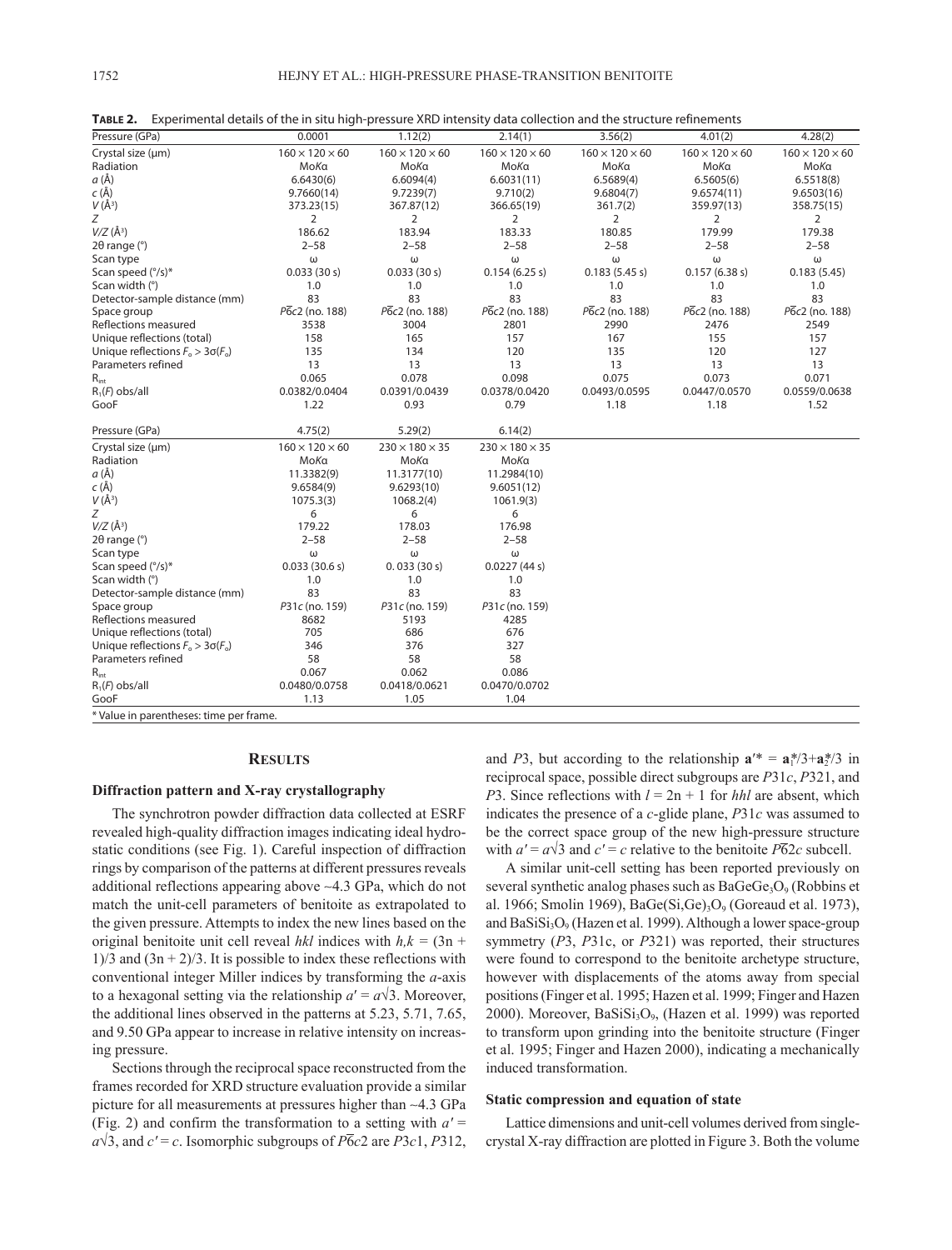**TABLE 2.** Experimental details of the in situ high-pressure XRD intensity data collection and the structure refinements

| Pressure (GPa) | 0.0001 | 1.12(2) | 2.14(1) | 3.56(2) | 4.01(2) | 4.28(2) |
|---|---|---|---|---|---|---|
| Crystal size (μm) | 160 × 120 × 60 | 160 × 120 × 60 | 160 × 120 × 60 | 160 × 120 × 60 | 160 × 120 × 60 | 160 × 120 × 60 |
| Radiation | Mo*K*α | Mo*K*α | Mo*K*α | Mo*K*α | Mo*K*α | Mo*K*α |
| *a* (Å) | 6.6430(6) | 6.6094(4) | 6.6031(11) | 6.5689(4) | 6.5605(6) | 6.5518(8) |
| *c* (Å) | 9.7660(14) | 9.7239(7) | 9.710(2) | 9.6804(7) | 9.6574(11) | 9.6503(16) |
| *V* (Å$^3$) | 373.23(15) | 367.87(12) | 366.65(19) | 361.7(2) | 359.97(13) | 358.75(15) |
| *Z* | 2 | 2 | 2 | 2 | 2 | 2 |
| *V*/*Z* (Å$^3$) | 186.62 | 183.94 | 183.33 | 180.85 | 179.99 | 179.38 |
| 2θ range (°) | 2–58 | 2–58 | 2–58 | 2–58 | 2–58 | 2–58 |
| Scan type | ω | ω | ω | ω | ω | ω |
| Scan speed (°/s)* | 0.033 (30 s) | 0.033 (30 s) | 0.154 (6.25 s) | 0.183 (5.45 s) | 0.157 (6.38 s) | 0.183 (5.45) |
| Scan width (°) | 1.0 | 1.0 | 1.0 | 1.0 | 1.0 | 1.0 |
| Detector-sample distance (mm) | 83 | 83 | 83 | 83 | 83 | 83 |
| Space group | $P\bar{6}c2$ (no. 188) | $P\bar{6}c2$ (no. 188) | $P\bar{6}c2$ (no. 188) | $P\bar{6}c2$ (no. 188) | $P\bar{6}c2$ (no. 188) | $P\bar{6}c2$ (no. 188) |
| Reflections measured | 3538 | 3004 | 2801 | 2990 | 2476 | 2549 |
| Unique reflections (total) | 158 | 165 | 157 | 167 | 155 | 157 |
| Unique reflections $F_o > 3\sigma(F_o)$ | 135 | 134 | 120 | 135 | 120 | 127 |
| Parameters refined | 13 | 13 | 13 | 13 | 13 | 13 |
| $R_{int}$ | 0.065 | 0.078 | 0.098 | 0.075 | 0.073 | 0.071 |
| $R_1(F)$ obs/all | 0.0382/0.0404 | 0.0391/0.0439 | 0.0378/0.0420 | 0.0493/0.0595 | 0.0447/0.0570 | 0.0559/0.0638 |
| GooF | 1.22 | 0.93 | 0.79 | 1.18 | 1.18 | 1.52 |

| Pressure (GPa) | 4.75(2) | 5.29(2) | 6.14(2) |
|---|---|---|---|
| Crystal size (μm) | 160 × 120 × 60 | 230 × 180 × 35 | 230 × 180 × 35 |
| Radiation | Mo*K*α | Mo*K*α | Mo*K*α |
| *a* (Å) | 11.3382(9) | 11.3177(10) | 11.2984(10) |
| *c* (Å) | 9.6584(9) | 9.6293(10) | 9.6051(12) |
| *V* (Å$^3$) | 1075.3(3) | 1068.2(4) | 1061.9(3) |
| *Z* | 6 | 6 | 6 |
| *V*/*Z* (Å$^3$) | 179.22 | 178.03 | 176.98 |
| 2θ range (°) | 2–58 | 2–58 | 2–58 |
| Scan type | ω | ω | ω |
| Scan speed (°/s)* | 0.033 (30.6 s) | 0. 033 (30 s) | 0.0227 (44 s) |
| Scan width (°) | 1.0 | 1.0 | 1.0 |
| Detector-sample distance (mm) | 83 | 83 | 83 |
| Space group | *P*31*c* (no. 159) | *P*31*c* (no. 159) | *P*31*c* (no. 159) |
| Reflections measured | 8682 | 5193 | 4285 |
| Unique reflections (total) | 705 | 686 | 676 |
| Unique reflections $F_o > 3\sigma(F_o)$ | 346 | 376 | 327 |
| Parameters refined | 58 | 58 | 58 |
| $R_{int}$ | 0.067 | 0.062 | 0.086 |
| $R_1(F)$ obs/all | 0.0480/0.0758 | 0.0418/0.0621 | 0.0470/0.0702 |
| GooF | 1.13 | 1.05 | 1.04 |

* Value in parentheses: time per frame.

## RESULTS

### Diffraction pattern and X-ray crystallography

The synchrotron powder diffraction data collected at ESRF revealed high-quality diffraction images indicating ideal hydrostatic conditions (see Fig. 1). Careful inspection of diffraction rings by comparison of the patterns at different pressures reveals additional reflections appearing above ~4.3 GPa, which do not match the unit-cell parameters of benitoite as extrapolated to the given pressure. Attempts to index the new lines based on the original benitoite unit cell reveal *hkl* indices with $h,k = (3n + 1)/3$ and $(3n + 2)/3$. It is possible to index these reflections with conventional integer Miller indices by transforming the *a*-axis to a hexagonal setting via the relationship $a' = a\sqrt{3}$. Moreover, the additional lines observed in the patterns at 5.23, 5.71, 7.65, and 9.50 GPa appear to increase in relative intensity on increasing pressure.

Sections through the reciprocal space reconstructed from the frames recorded for XRD structure evaluation provide a similar picture for all measurements at pressures higher than ~4.3 GPa (Fig. 2) and confirm the transformation to a setting with $a' = a\sqrt{3}$, and $c' = c$. Isomorphic subgroups of $P\bar{6}c2$ are *P*3*c*1, *P*312, and *P*3, but according to the relationship $\mathbf{a}'^* = \mathbf{a}_1^*/3+\mathbf{a}_2^*/3$ in reciprocal space, possible direct subgroups are *P*31*c*, *P*321, and *P*3. Since reflections with $l = 2n + 1$ for *hhl* are absent, which indicates the presence of a *c*-glide plane, *P*31*c* was assumed to be the correct space group of the new high-pressure structure with $a' = a\sqrt{3}$ and $c' = c$ relative to the benitoite $P\bar{6}2c$ subcell.

A similar unit-cell setting has been reported previously on several synthetic analog phases such as $BaGeGe_3O_9$ (Robbins et al. 1966; Smolin 1969), $BaGe(Si,Ge)_3O_9$ (Goreaud et al. 1973), and $BaSiSi_3O_9$ (Hazen et al. 1999). Although a lower space-group symmetry (*P*3, *P*31c, or *P*321) was reported, their structures were found to correspond to the benitoite archetype structure, however with displacements of the atoms away from special positions (Finger et al. 1995; Hazen et al. 1999; Finger and Hazen 2000). Moreover, $BaSiSi_3O_9$, (Hazen et al. 1999) was reported to transform upon grinding into the benitoite structure (Finger et al. 1995; Finger and Hazen 2000), indicating a mechanically induced transformation.

### Static compression and equation of state

Lattice dimensions and unit-cell volumes derived from single-crystal X-ray diffraction are plotted in Figure 3. Both the volume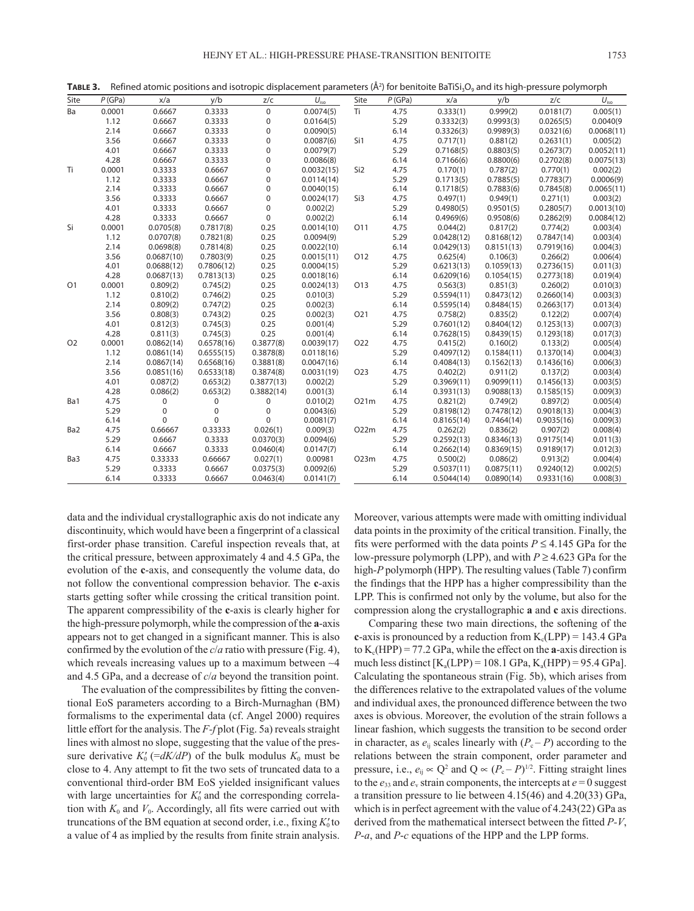**TABLE 3.** Refined atomic positions and isotropic displacement parameters (Å$^2$) for benitoite $BaTiSi_3O_9$ and its high-pressure polymorph

| Site | $P$ (GPa) | x/a | y/b | z/c | $U_{iso}$ | Site | $P$ (GPa) | x/a | y/b | z/c | $U_{iso}$ |
|---|---|---|---|---|---|---|---|---|---|---|---|
| Ba | 0.0001 | 0.6667 | 0.3333 | 0 | 0.0074(5) | Ti | 4.75 | 0.333(1) | 0.999(2) | 0.0181(7) | 0.005(1) |
| | 1.12 | 0.6667 | 0.3333 | 0 | 0.0164(5) | | 5.29 | 0.3332(3) | 0.9993(3) | 0.0265(5) | 0.0040(9 |
| | 2.14 | 0.6667 | 0.3333 | 0 | 0.0090(5) | | 6.14 | 0.3326(3) | 0.9989(3) | 0.0321(6) | 0.0068(11) |
| | 3.56 | 0.6667 | 0.3333 | 0 | 0.0087(6) | Si1 | 4.75 | 0.717(1) | 0.881(2) | 0.2631(1) | 0.005(2) |
| | 4.01 | 0.6667 | 0.3333 | 0 | 0.0079(7) | | 5.29 | 0.7168(5) | 0.8803(5) | 0.2673(7) | 0.0052(11) |
| | 4.28 | 0.6667 | 0.3333 | 0 | 0.0086(8) | | 6.14 | 0.7166(6) | 0.8800(6) | 0.2702(8) | 0.0075(13) |
| Ti | 0.0001 | 0.3333 | 0.6667 | 0 | 0.0032(15) | Si2 | 4.75 | 0.170(1) | 0.787(2) | 0.770(1) | 0.002(2) |
| | 1.12 | 0.3333 | 0.6667 | 0 | 0.0114(14) | | 5.29 | 0.1713(5) | 0.7885(5) | 0.7783(7) | 0.0006(9) |
| | 2.14 | 0.3333 | 0.6667 | 0 | 0.0040(15) | | 6.14 | 0.1718(5) | 0.7883(6) | 0.7845(8) | 0.0065(11) |
| | 3.56 | 0.3333 | 0.6667 | 0 | 0.0024(17) | Si3 | 4.75 | 0.497(1) | 0.949(1) | 0.271(1) | 0.003(2) |
| | 4.01 | 0.3333 | 0.6667 | 0 | 0.002(2) | | 5.29 | 0.4980(5) | 0.9501(5) | 0.2805(7) | 0.0013(10) |
| | 4.28 | 0.3333 | 0.6667 | 0 | 0.002(2) | | 6.14 | 0.4969(6) | 0.9508(6) | 0.2862(9) | 0.0084(12) |
| Si | 0.0001 | 0.0705(8) | 0.7817(8) | 0.25 | 0.0014(10) | O11 | 4.75 | 0.044(2) | 0.817(2) | 0.774(2) | 0.003(4) |
| | 1.12 | 0.0707(8) | 0.7821(8) | 0.25 | 0.0094(9) | | 5.29 | 0.0428(12) | 0.8168(12) | 0.7847(14) | 0.003(4) |
| | 2.14 | 0.0698(8) | 0.7814(8) | 0.25 | 0.0022(10) | | 6.14 | 0.0429(13) | 0.8151(13) | 0.7919(16) | 0.004(3) |
| | 3.56 | 0.0687(10) | 0.7803(9) | 0.25 | 0.0015(11) | O12 | 4.75 | 0.625(4) | 0.106(3) | 0.266(2) | 0.006(4) |
| | 4.01 | 0.0688(12) | 0.7806(12) | 0.25 | 0.0004(15) | | 5.29 | 0.6213(13) | 0.1059(13) | 0.2736(15) | 0.011(3) |
| | 4.28 | 0.0687(13) | 0.7813(13) | 0.25 | 0.0018(16) | | 6.14 | 0.6209(16) | 0.1054(15) | 0.2773(18) | 0.019(4) |
| O1 | 0.0001 | 0.809(2) | 0.745(2) | 0.25 | 0.0024(13) | O13 | 4.75 | 0.563(3) | 0.851(3) | 0.260(2) | 0.010(3) |
| | 1.12 | 0.810(2) | 0.746(2) | 0.25 | 0.010(3) | | 5.29 | 0.5594(11) | 0.8473(12) | 0.2660(14) | 0.003(3) |
| | 2.14 | 0.809(2) | 0.747(2) | 0.25 | 0.002(3) | | 6.14 | 0.5595(14) | 0.8484(15) | 0.2663(17) | 0.013(4) |
| | 3.56 | 0.808(3) | 0.743(2) | 0.25 | 0.002(3) | O21 | 4.75 | 0.758(2) | 0.835(2) | 0.122(2) | 0.007(4) |
| | 4.01 | 0.812(3) | 0.745(3) | 0.25 | 0.001(4) | | 5.29 | 0.7601(12) | 0.8404(12) | 0.1253(13) | 0.007(3) |
| | 4.28 | 0.811(3) | 0.745(3) | 0.25 | 0.001(4) | | 6.14 | 0.7628(15) | 0.8439(15) | 0.1293(18) | 0.017(3) |
| O2 | 0.0001 | 0.0862(14) | 0.6578(16) | 0.3877(8) | 0.0039(17) | O22 | 4.75 | 0.415(2) | 0.160(2) | 0.133(2) | 0.005(4) |
| | 1.12 | 0.0861(14) | 0.6555(15) | 0.3878(8) | 0.0118(16) | | 5.29 | 0.4097(12) | 0.1584(11) | 0.1370(14) | 0.004(3) |
| | 2.14 | 0.0867(14) | 0.6568(16) | 0.3881(8) | 0.0047(16) | | 6.14 | 0.4084(13) | 0.1562(13) | 0.1436(16) | 0.006(3) |
| | 3.56 | 0.0851(16) | 0.6533(18) | 0.3874(8) | 0.0031(19) | O23 | 4.75 | 0.402(2) | 0.911(2) | 0.137(2) | 0.003(4) |
| | 4.01 | 0.087(2) | 0.653(2) | 0.3877(13) | 0.002(2) | | 5.29 | 0.3969(11) | 0.9099(11) | 0.1456(13) | 0.003(5) |
| | 4.28 | 0.086(2) | 0.653(2) | 0.3882(14) | 0.001(3) | | 6.14 | 0.3931(13) | 0.9088(13) | 0.1585(15) | 0.009(3) |
| Ba1 | 4.75 | 0 | 0 | 0 | 0.010(2) | O21m | 4.75 | 0.821(2) | 0.749(2) | 0.897(2) | 0.005(4) |
| | 5.29 | 0 | 0 | 0 | 0.0043(6) | | 5.29 | 0.8198(12) | 0.7478(12) | 0.9018(13) | 0.004(3) |
| | 6.14 | 0 | 0 | 0 | 0.0081(7) | | 6.14 | 0.8165(14) | 0.7464(14) | 0.9035(16) | 0.009(3) |
| Ba2 | 4.75 | 0.66667 | 0.33333 | 0.026(1) | 0.009(3) | O22m | 4.75 | 0.262(2) | 0.836(2) | 0.907(2) | 0.008(4) |
| | 5.29 | 0.6667 | 0.3333 | 0.0370(3) | 0.0094(6) | | 5.29 | 0.2592(13) | 0.8346(13) | 0.9175(14) | 0.011(3) |
| | 6.14 | 0.6667 | 0.3333 | 0.0460(4) | 0.0147(7) | | 6.14 | 0.2662(14) | 0.8369(15) | 0.9189(17) | 0.012(3) |
| Ba3 | 4.75 | 0.33333 | 0.66667 | 0.027(1) | 0.00981 | O23m | 4.75 | 0.500(2) | 0.086(2) | 0.913(2) | 0.004(4) |
| | 5.29 | 0.3333 | 0.6667 | 0.0375(3) | 0.0092(6) | | 5.29 | 0.5037(11) | 0.0875(11) | 0.9240(12) | 0.002(5) |
| | 6.14 | 0.3333 | 0.6667 | 0.0463(4) | 0.0141(7) | | 6.14 | 0.5044(14) | 0.0890(14) | 0.9331(16) | 0.008(3) |

data and the individual crystallographic axis do not indicate any discontinuity, which would have been a fingerprint of a classical first-order phase transition. Careful inspection reveals that, at the critical pressure, between approximately 4 and 4.5 GPa, the evolution of the **c**-axis, and consequently the volume data, do not follow the conventional compression behavior. The **c**-axis starts getting softer while crossing the critical transition point. The apparent compressibility of the **c**-axis is clearly higher for the high-pressure polymorph, while the compression of the **a**-axis appears not to get changed in a significant manner. This is also confirmed by the evolution of the $c/a$ ratio with pressure (Fig. 4), which reveals increasing values up to a maximum between ~4 and 4.5 GPa, and a decrease of $c/a$ beyond the transition point.

The evaluation of the compressibilites by fitting the conventional EoS parameters according to a Birch-Murnaghan (BM) formalisms to the experimental data (cf. Angel 2000) requires little effort for the analysis. The $F$-$f$ plot (Fig. 5a) reveals straight lines with almost no slope, suggesting that the value of the pressure derivative $K_0'$ ($=dK/dP$) of the bulk modulus $K_0$ must be close to 4. Any attempt to fit the two sets of truncated data to a conventional third-order BM EoS yielded insignificant values with large uncertainties for $K_0'$ and the corresponding correlation with $K_0$ and $V_0$. Accordingly, all fits were carried out with truncations of the BM equation at second order, i.e., fixing $K_0'$ to a value of 4 as implied by the results from finite strain analysis. Moreover, various attempts were made with omitting individual data points in the proximity of the critical transition. Finally, the fits were performed with the data points $P \leq 4.145$ GPa for the low-pressure polymorph (LPP), and with $P \geq 4.623$ GPa for the high-$P$ polymorph (HPP). The resulting values (Table 7) confirm the findings that the HPP has a higher compressibility than the LPP. This is confirmed not only by the volume, but also for the compression along the crystallographic **a** and **c** axis directions.

Comparing these two main directions, the softening of the **c**-axis is pronounced by a reduction from $K_c$(LPP) = 143.4 GPa to $K_c$(HPP) = 77.2 GPa, while the effect on the **a**-axis direction is much less distinct [$K_a$(LPP) = 108.1 GPa, $K_a$(HPP) = 95.4 GPa]. Calculating the spontaneous strain (Fig. 5b), which arises from the differences relative to the extrapolated values of the volume and individual axes, the pronounced difference between the two axes is obvious. Moreover, the evolution of the strain follows a linear fashion, which suggests the transition to be second order in character, as $e_{ij}$ scales linearly with $(P_c - P)$ according to the relations between the strain component, order parameter and pressure, i.e., $e_{ij} \propto Q^2$ and $Q \propto (P_c - P)^{1/2}$. Fitting straight lines to the $e_{33}$ and $e_v$ strain components, the intercepts at $e = 0$ suggest a transition pressure to lie between 4.15(46) and 4.20(33) GPa, which is in perfect agreement with the value of 4.243(22) GPa as derived from the mathematical intersect between the fitted $P$-$V$, $P$-$a$, and $P$-$c$ equations of the HPP and the LPP forms.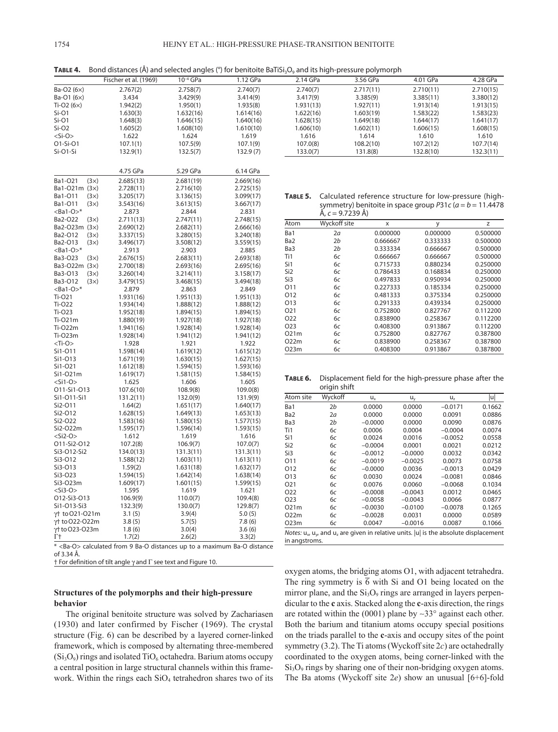**TABLE 4.** Bond distances (Å) and selected angles (°) for benitoite $BaTiSi_3O_9$ and its high-pressure polymorph

| | Fischer et al. (1969) | $10^{-4}$ GPa | 1.12 GPa | 2.14 GPa | 3.56 GPa | 4.01 GPa | 4.28 GPa |
|---|---|---|---|---|---|---|---|
| Ba-O2 (6×) | 2.767(2) | 2.758(7) | 2.740(7) | 2.740(7) | 2.717(11) | 2.710(11) | 2.710(15) |
| Ba-O1 (6×) | 3.434 | 3.429(9) | 3.414(9) | 3.417(9) | 3.385(9) | 3.385(11) | 3.380(12) |
| Ti-O2 (6×) | 1.942(2) | 1.950(1) | 1.935(8) | 1.931(13) | 1.927(11) | 1.913(14) | 1.913(15) |
| Si-O1 | 1.630(3) | 1.632(16) | 1.614(16) | 1.622(16) | 1.603(19) | 1.583(22) | 1.583(23) |
| Si-O1 | 1.648(3) | 1.646(15) | 1.640(16) | 1.628(15) | 1.649(18) | 1.644(17) | 1.641(17) |
| Si-O2 | 1.605(2) | 1.608(10) | 1.610(10) | 1.606(10) | 1.602(11) | 1.606(15) | 1.608(15) |
| <Si-O> | 1.622 | 1.624 | 1.619 | 1.616 | 1.614 | 1.610 | 1.610 |
| O1-Si-O1 | 107.1(1) | 107.5(9) | 107.1(9) | 107.0(8) | 108.2(10) | 107.2(12) | 107.7(14) |
| Si-O1-Si | 132.9(1) | 132.5(7) | 132.9 (7) | 133.0(7) | 131.8(8) | 132.8(10) | 132.3(11) |

| | | 4.75 GPa | 5.29 GPa | 6.14 GPa |
|---|---|---|---|---|
| Ba1-O21 | (3×) | 2.685(13) | 2.681(19) | 2.669(16) |
| Ba1-O21m | (3×) | 2.728(11) | 2.716(10) | 2.725(15) |
| Ba1-O11 | (3×) | 3.205(17) | 3.136(15) | 3.099(17) |
| Ba1-O11 | (3×) | 3.543(16) | 3.613(15) | 3.667(17) |
| <Ba1-O>* | | 2.873 | 2.844 | 2.831 |
| Ba2-O22 | (3×) | 2.711(13) | 2.747(11) | 2.748(15) |
| Ba2-O23m | (3×) | 2.690(12) | 2.682(11) | 2.666(16) |
| Ba2-O12 | (3×) | 3.337(15) | 3.280(15) | 3.240(18) |
| Ba2-O13 | (3×) | 3.496(17) | 3.508(12) | 3.559(15) |
| <Ba1-O>* | | 2.913 | 2.903 | 2.885 |
| Ba3-O23 | (3×) | 2.676(15) | 2.683(11) | 2.693(18) |
| Ba3-O22m | (3×) | 2.700(18) | 2.693(16) | 2.695(16) |
| Ba3-O13 | (3×) | 3.260(14) | 3.214(11) | 3.158(17) |
| Ba3-O12 | (3×) | 3.479(15) | 3.468(15) | 3.494(18) |
| <Ba1-O>* | | 2.879 | 2.863 | 2.849 |
| Ti-O21 | | 1.931(16) | 1.951(13) | 1.951(13) |
| Ti-O22 | | 1.934(14) | 1.888(12) | 1.888(12) |
| Ti-O23 | | 1.952(18) | 1.894(15) | 1.894(15) |
| Ti-O21m | | 1.880(19) | 1.927(18) | 1.927(18) |
| Ti-O22m | | 1.941(16) | 1.928(14) | 1.928(14) |
| Ti-O23m | | 1.928(14) | 1.941(12) | 1.941(12) |
| <Ti-O> | | 1.928 | 1.921 | 1.922 |
| Si1-O11 | | 1.598(14) | 1.619(12) | 1.615(12) |
| Si1-O13 | | 1.671(19) | 1.630(15) | 1.627(15) |
| Si1-O21 | | 1.612(18) | 1.594(15) | 1.593(16) |
| Si1-O21m | | 1.619(17) | 1.581(15) | 1.584(15) |
| <Si1-O> | | 1.625 | 1.606 | 1.605 |
| O11-Si1-O13 | | 107.6(10) | 108.9(8) | 109.0(8) |
| Si1-O11-Si1 | | 131.2(11) | 132.0(9) | 131.9(9) |
| Si2-O11 | | 1.64(2) | 1.651(17) | 1.640(17) |
| Si2-O12 | | 1.628(15) | 1.649(13) | 1.653(13) |
| Si2-O22 | | 1.583(16) | 1.580(15) | 1.577(15) |
| Si2-O22m | | 1.595(17) | 1.596(14) | 1.593(15) |
| <Si2-O> | | 1.612 | 1.619 | 1.616 |
| O11-Si2-O12 | | 107.2(8) | 106.9(7) | 107.0(7) |
| Si3-O12-Si2 | | 134.0(13) | 131.3(11) | 131.3(11) |
| Si3-O12 | | 1.588(12) | 1.603(11) | 1.613(11) |
| Si3-O13 | | 1.59(2) | 1.631(18) | 1.632(17) |
| Si3-O23 | | 1.594(15) | 1.642(14) | 1.638(14) |
| Si3-O23m | | 1.609(17) | 1.601(15) | 1.599(15) |
| <Si3-O> | | 1.595 | 1.619 | 1.621 |
| O12-Si3-O13 | | 106.9(9) | 110.0(7) | 109.4(8) |
| Si1-O13-Si3 | | 132.3(9) | 130.0(7) | 129.8(7) |
| γ† to O21-O21m | | 3.1(5) | 3.9(4) | 5.0(5) |
| γ† to O22-O22m | | 3.8(5) | 5.7(5) | 7.8(6) |
| γ† to O23-O23m | | 1.8(6) | 3.0(4) | 3.6(6) |
| Γ† | | 1.7(2) | 2.6(2) | 3.3(2) |

\* <Ba-O> calculated from 9 Ba-O distances up to a maximum Ba-O distance of 3.34 Å.

† For definition of tilt angle γ and Γ see text and Figure 10.

**TABLE 5.** Calculated reference structure for low-pressure (high-symmetry) benitoite in space group $P31c$ ($a = b = 11.4478$ Å, $c = 9.7239$ Å)

| Atom | Wyckoff site | x | y | z |
|---|---|---|---|---|
| Ba1 | 2*a* | 0.000000 | 0.000000 | 0.500000 |
| Ba2 | 2*b* | 0.666667 | 0.333333 | 0.500000 |
| Ba3 | 2*b* | 0.333334 | 0.666667 | 0.500000 |
| Ti1 | 6*c* | 0.666667 | 0.666667 | 0.500000 |
| Si1 | 6*c* | 0.715733 | 0.880234 | 0.250000 |
| Si2 | 6*c* | 0.786433 | 0.168834 | 0.250000 |
| Si3 | 6*c* | 0.497833 | 0.950934 | 0.250000 |
| O11 | 6*c* | 0.227333 | 0.185334 | 0.250000 |
| O12 | 6*c* | 0.481333 | 0.375334 | 0.250000 |
| O13 | 6*c* | 0.291333 | 0.439334 | 0.250000 |
| O21 | 6*c* | 0.752800 | 0.827767 | 0.112200 |
| O22 | 6*c* | 0.838900 | 0.258367 | 0.112200 |
| O23 | 6*c* | 0.408300 | 0.913867 | 0.112200 |
| O21m | 6*c* | 0.752800 | 0.827767 | 0.387800 |
| O22m | 6*c* | 0.838900 | 0.258367 | 0.387800 |
| O23m | 6*c* | 0.408300 | 0.913867 | 0.387800 |

**TABLE 6.** Displacement field for the high-pressure phase after the origin shift

| Atom site | Wyckoff | $u_x$ | $u_y$ | $u_z$ | \|u\| |
|---|---|---|---|---|---|
| Ba1 | 2*b* | 0.0000 | 0.0000 | −0.0171 | 0.1662 |
| Ba2 | 2*a* | 0.0000 | 0.0000 | 0.0091 | 0.0886 |
| Ba3 | 2*b* | −0.0000 | 0.0000 | 0.0090 | 0.0876 |
| Ti1 | 6*c* | 0.0006 | 0.0004 | −0.0004 | 0.0074 |
| Si1 | 6*c* | 0.0024 | 0.0016 | −0.0052 | 0.0558 |
| Si2 | 6*c* | −0.0004 | 0.0001 | 0.0021 | 0.0212 |
| Si3 | 6*c* | −0.0012 | −0.0000 | 0.0032 | 0.0342 |
| O11 | 6*c* | −0.0019 | −0.0025 | 0.0073 | 0.0758 |
| O12 | 6*c* | −0.0000 | 0.0036 | −0.0013 | 0.0429 |
| O13 | 6*c* | 0.0030 | 0.0024 | −0.0081 | 0.0846 |
| O21 | 6*c* | 0.0076 | 0.0060 | −0.0068 | 0.1034 |
| O22 | 6*c* | −0.0008 | −0.0043 | 0.0012 | 0.0465 |
| O23 | 6*c* | −0.0058 | −0.0043 | 0.0066 | 0.0877 |
| O21m | 6*c* | −0.0030 | −0.0100 | −0.0078 | 0.1265 |
| O22m | 6*c* | −0.0028 | 0.0031 | 0.0000 | 0.0589 |
| O23m | 6*c* | 0.0047 | −0.0016 | 0.0087 | 0.1066 |

*Notes:* $u_x$, $u_y$, and $u_z$ are given in relative units. |u| is the absolute displacement in angstroms.

## Structures of the polymorphs and their high-pressure behavior

The original benitoite structure was solved by Zachariasen (1930) and later confirmed by Fischer (1969). The crystal structure (Fig. 6) can be described by a layered corner-linked framework, which is composed by alternating three-membered ($Si_3O_9$) rings and isolated $TiO_6$ octahedra. Barium atoms occupy a central position in large structural channels within this framework. Within the rings each $SiO_4$ tetrahedron shares two of its oxygen atoms, the bridging atoms O1, with adjacent tetrahedra. The ring symmetry is $\overline{6}$ with Si and O1 being located on the mirror plane, and the $Si_3O_9$ rings are arranged in layers perpendicular to the **c** axis. Stacked along the **c**-axis direction, the rings are rotated within the (0001) plane by ~33° against each other. Both the barium and titanium atoms occupy special positions on the triads parallel to the **c**-axis and occupy sites of the point symmetry (3.2). The Ti atoms (Wyckoff site 2*c*) are octahedrally coordinated to the oxygen atoms, being corner-linked with the $Si_3O_9$ rings by sharing one of their non-bridging oxygen atoms. The Ba atoms (Wyckoff site 2*e*) show an unusual [6+6]-fold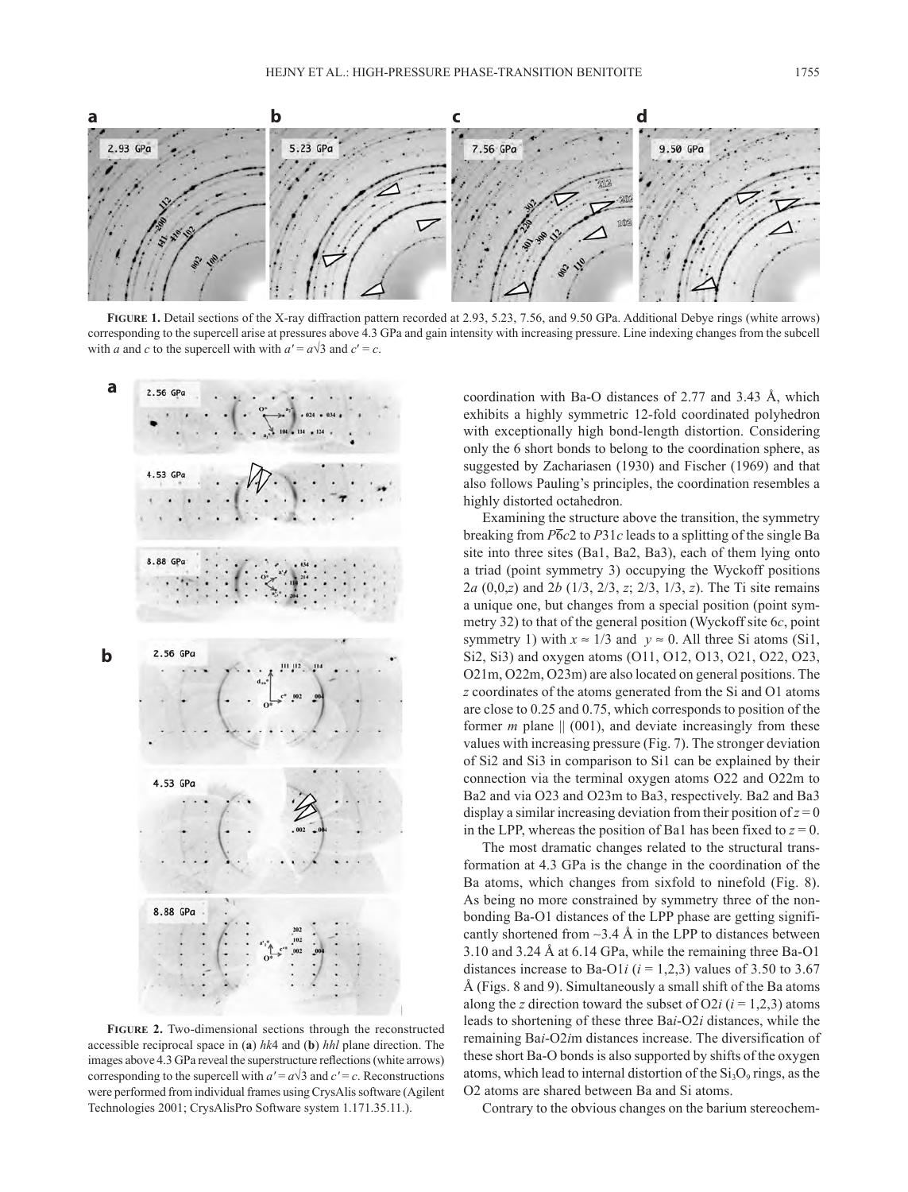**FIGURE 1.** Detail sections of the X-ray diffraction pattern recorded at 2.93, 5.23, 7.56, and 9.50 GPa. Additional Debye rings (white arrows) corresponding to the supercell arise at pressures above 4.3 GPa and gain intensity with increasing pressure. Line indexing changes from the subcell with *a* and *c* to the supercell with with $a' = a\sqrt{3}$ and $c' = c$.

**FIGURE 2.** Two-dimensional sections through the reconstructed accessible reciprocal space in (**a**) *hk*4 and (**b**) *hhl* plane direction. The images above 4.3 GPa reveal the superstructure reflections (white arrows) corresponding to the supercell with $a' = a\sqrt{3}$ and $c' = c$. Reconstructions were performed from individual frames using CrysAlis software (Agilent Technologies 2001; CrysAlisPro Software system 1.171.35.11.).

coordination with Ba-O distances of 2.77 and 3.43 Å, which exhibits a highly symmetric 12-fold coordinated polyhedron with exceptionally high bond-length distortion. Considering only the 6 short bonds to belong to the coordination sphere, as suggested by Zachariasen (1930) and Fischer (1969) and that also follows Pauling's principles, the coordination resembles a highly distorted octahedron.

Examining the structure above the transition, the symmetry breaking from $P\overline{6}c2$ to $P31c$ leads to a splitting of the single Ba site into three sites (Ba1, Ba2, Ba3), each of them lying onto a triad (point symmetry 3) occupying the Wyckoff positions 2*a* (0,0,*z*) and 2*b* (1/3, 2/3, *z*; 2/3, 1/3, *z*). The Ti site remains a unique one, but changes from a special position (point symmetry 32) to that of the general position (Wyckoff site 6*c*, point symmetry 1) with $x \approx 1/3$ and $y \approx 0$. All three Si atoms (Si1, Si2, Si3) and oxygen atoms (O11, O12, O13, O21, O22, O23, O21m, O22m, O23m) are also located on general positions. The *z* coordinates of the atoms generated from the Si and O1 atoms are close to 0.25 and 0.75, which corresponds to position of the former *m* plane || (001), and deviate increasingly from these values with increasing pressure (Fig. 7). The stronger deviation of Si2 and Si3 in comparison to Si1 can be explained by their connection via the terminal oxygen atoms O22 and O22m to Ba2 and via O23 and O23m to Ba3, respectively. Ba2 and Ba3 display a similar increasing deviation from their position of $z = 0$ in the LPP, whereas the position of Ba1 has been fixed to $z = 0$.

The most dramatic changes related to the structural transformation at 4.3 GPa is the change in the coordination of the Ba atoms, which changes from sixfold to ninefold (Fig. 8). As being no more constrained by symmetry three of the nonbonding Ba-O1 distances of the LPP phase are getting significantly shortened from ~3.4 Å in the LPP to distances between 3.10 and 3.24 Å at 6.14 GPa, while the remaining three Ba-O1 distances increase to Ba-O1*i* (*i* = 1,2,3) values of 3.50 to 3.67 Å (Figs. 8 and 9). Simultaneously a small shift of the Ba atoms along the *z* direction toward the subset of O2*i* (*i* = 1,2,3) atoms leads to shortening of these three Ba*i*-O2*i* distances, while the remaining Ba*i*-O2*i*m distances increase. The diversification of these short Ba-O bonds is also supported by shifts of the oxygen atoms, which lead to internal distortion of the $Si_3O_9$ rings, as the O2 atoms are shared between Ba and Si atoms.

Contrary to the obvious changes on the barium stereochem-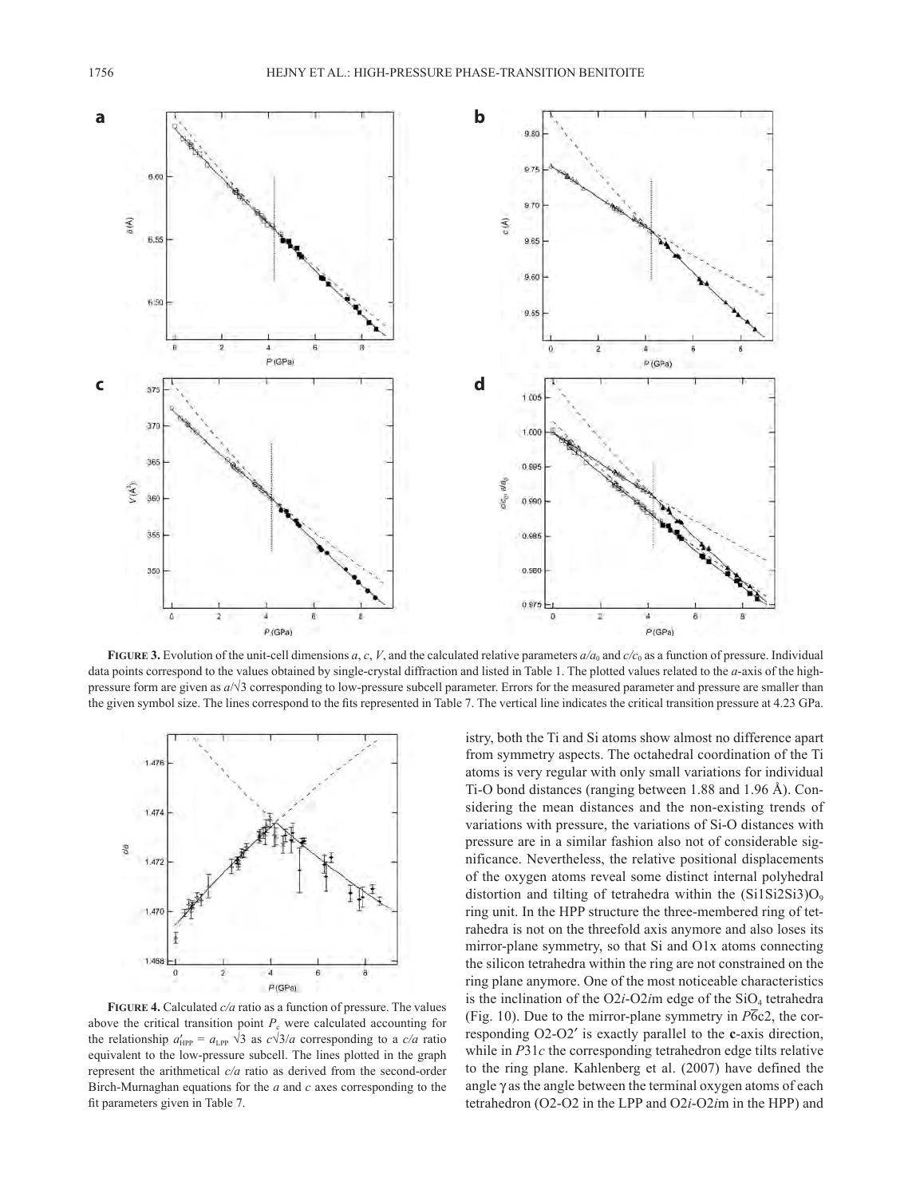**FIGURE 3.** Evolution of the unit-cell dimensions $a$, $c$, $V$, and the calculated relative parameters $a/a_0$ and $c/c_0$ as a function of pressure. Individual data points correspond to the values obtained by single-crystal diffraction and listed in Table 1. The plotted values related to the $a$-axis of the high-pressure form are given as $a/\sqrt{3}$ corresponding to low-pressure subcell parameter. Errors for the measured parameter and pressure are smaller than the given symbol size. The lines correspond to the fits represented in Table 7. The vertical line indicates the critical transition pressure at 4.23 GPa.

**FIGURE 4.** Calculated $c/a$ ratio as a function of pressure. The values above the critical transition point $P_c$ were calculated accounting for the relationship $a'_{HPP} = a_{LPP}\sqrt{3}$ as $c\sqrt{3}/a$ corresponding to a $c/a$ ratio equivalent to the low-pressure subcell. The lines plotted in the graph represent the arithmetical $c/a$ ratio as derived from the second-order Birch-Murnaghan equations for the $a$ and $c$ axes corresponding to the fit parameters given in Table 7.

istry, both the Ti and Si atoms show almost no difference apart from symmetry aspects. The octahedral coordination of the Ti atoms is very regular with only small variations for individual Ti-O bond distances (ranging between 1.88 and 1.96 Å). Considering the mean distances and the non-existing trends of variations with pressure, the variations of Si-O distances with pressure are in a similar fashion also not of considerable significance. Nevertheless, the relative positional displacements of the oxygen atoms reveal some distinct internal polyhedral distortion and tilting of tetrahedra within the $(Si1Si2Si3)O_9$ ring unit. In the HPP structure the three-membered ring of tetrahedra is not on the threefold axis anymore and also loses its mirror-plane symmetry, so that Si and O1x atoms connecting the silicon tetrahedra within the ring are not constrained on the ring plane anymore. One of the most noticeable characteristics is the inclination of the O2*i*-O2*i*m edge of the $SiO_4$ tetrahedra (Fig. 10). Due to the mirror-plane symmetry in $P\overline{6}c2$, the corresponding O2-O2′ is exactly parallel to the **c**-axis direction, while in $P31c$ the corresponding tetrahedron edge tilts relative to the ring plane. Kahlenberg et al. (2007) have defined the angle γ as the angle between the terminal oxygen atoms of each tetrahedron (O2-O2 in the LPP and O2*i*-O2*i*m in the HPP) and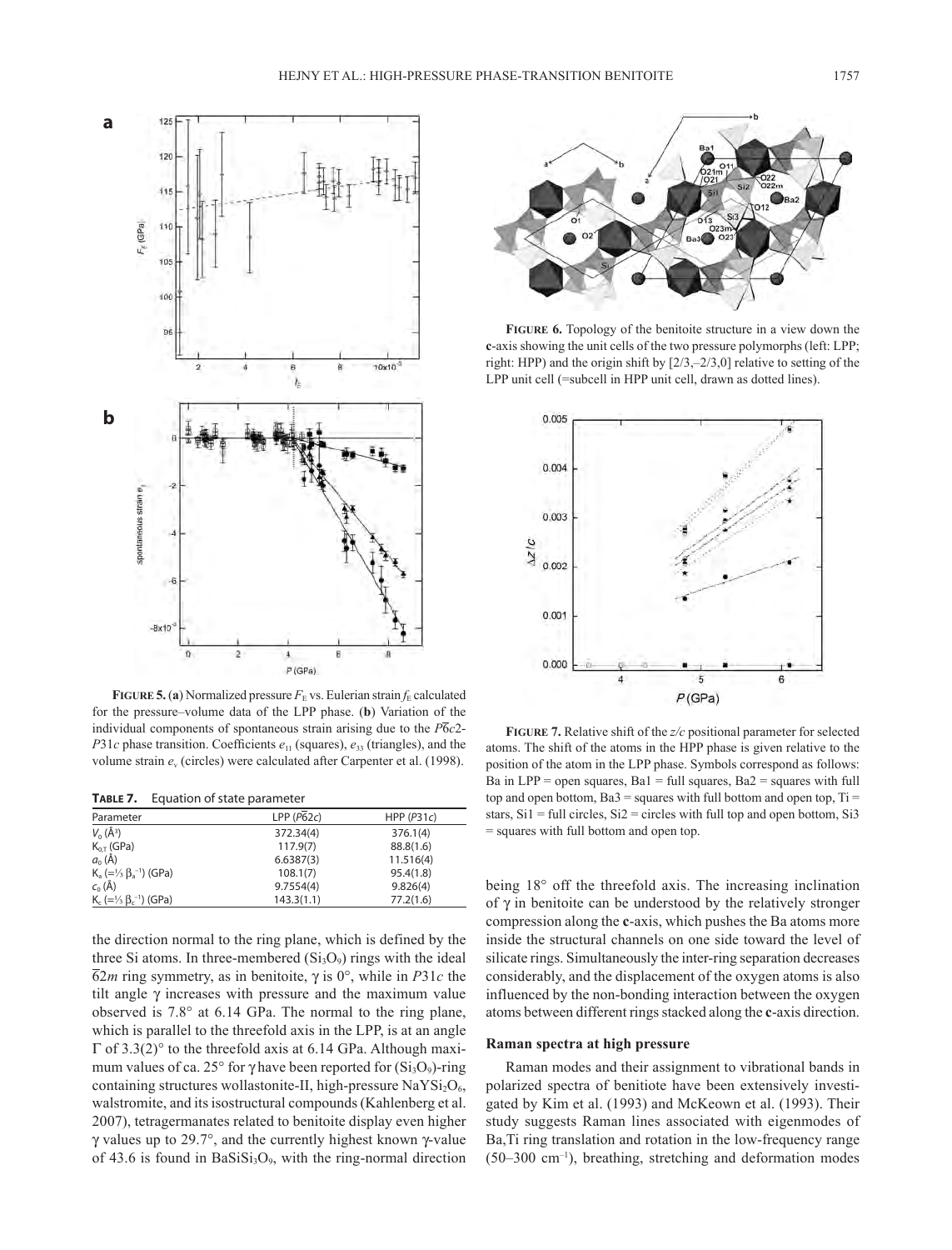**FIGURE 5.** (**a**) Normalized pressure $F_E$ vs. Eulerian strain $f_E$ calculated for the pressure–volume data of the LPP phase. (**b**) Variation of the individual components of spontaneous strain arising due to the $P\overline{6}c2$-$P31c$ phase transition. Coefficients $e_{11}$ (squares), $e_{33}$ (triangles), and the volume strain $e_v$ (circles) were calculated after Carpenter et al. (1998).

**TABLE 7.** Equation of state parameter

| Parameter | LPP ($P\overline{6}2c$) | HPP ($P31c$) |
|---|---|---|
| $V_0$ (Å$^3$) | 372.34(4) | 376.1(4) |
| $K_{0,T}$ (GPa) | 117.9(7) | 88.8(1.6) |
| $a_0$ (Å) | 6.6387(3) | 11.516(4) |
| $K_a$ (=⅓ $\beta_a^{-1}$) (GPa) | 108.1(7) | 95.4(1.8) |
| $c_0$ (Å) | 9.7554(4) | 9.826(4) |
| $K_c$ (=⅓ $\beta_c^{-1}$) (GPa) | 143.3(1.1) | 77.2(1.6) |

the direction normal to the ring plane, which is defined by the three Si atoms. In three-membered ($Si_3O_9$) rings with the ideal $\overline{6}2m$ ring symmetry, as in benitoite, γ is 0°, while in $P31c$ the tilt angle γ increases with pressure and the maximum value observed is 7.8° at 6.14 GPa. The normal to the ring plane, which is parallel to the threefold axis in the LPP, is at an angle Γ of 3.3(2)° to the threefold axis at 6.14 GPa. Although maximum values of ca. 25° for γ have been reported for ($Si_3O_9$)-ring containing structures wollastonite-II, high-pressure $NaYSi_2O_6$, walstromite, and its isostructural compounds (Kahlenberg et al. 2007), tetragermanates related to benitoite display even higher γ values up to 29.7°, and the currently highest known γ-value of 43.6 is found in $BaSiSi_3O_9$, with the ring-normal direction being 18° off the threefold axis. The increasing inclination of γ in benitoite can be understood by the relatively stronger compression along the **c**-axis, which pushes the Ba atoms more inside the structural channels on one side toward the level of silicate rings. Simultaneously the inter-ring separation decreases considerably, and the displacement of the oxygen atoms is also influenced by the non-bonding interaction between the oxygen atoms between different rings stacked along the **c**-axis direction.

**FIGURE 6.** Topology of the benitoite structure in a view down the **c**-axis showing the unit cells of the two pressure polymorphs (left: LPP; right: HPP) and the origin shift by [2/3,–2/3,0] relative to setting of the LPP unit cell (=subcell in HPP unit cell, drawn as dotted lines).

**FIGURE 7.** Relative shift of the $z/c$ positional parameter for selected atoms. The shift of the atoms in the HPP phase is given relative to the position of the atom in the LPP phase. Symbols correspond as follows: Ba in LPP = open squares, Ba1 = full squares, Ba2 = squares with full top and open bottom, Ba3 = squares with full bottom and open top, Ti = stars, Si1 = full circles, Si2 = circles with full top and open bottom, Si3 = squares with full bottom and open top.

### Raman spectra at high pressure

Raman modes and their assignment to vibrational bands in polarized spectra of benitiote have been extensively investigated by Kim et al. (1993) and McKeown et al. (1993). Their study suggests Raman lines associated with eigenmodes of Ba,Ti ring translation and rotation in the low-frequency range (50–300 cm$^{-1}$), breathing, stretching and deformation modes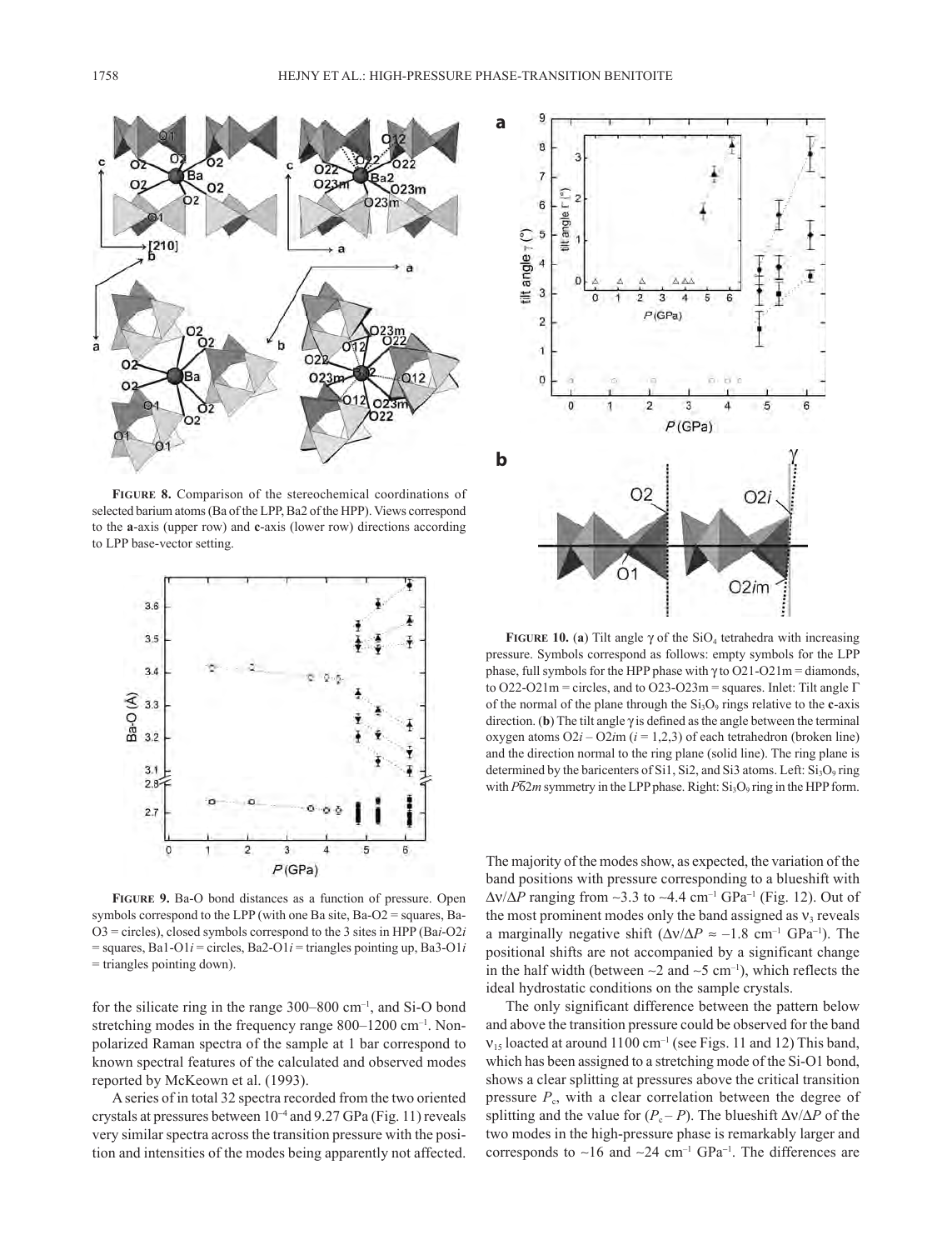**FIGURE 8.** Comparison of the stereochemical coordinations of selected barium atoms (Ba of the LPP, Ba2 of the HPP). Views correspond to the **a**-axis (upper row) and **c**-axis (lower row) directions according to LPP base-vector setting.

**FIGURE 9.** Ba-O bond distances as a function of pressure. Open symbols correspond to the LPP (with one Ba site, Ba-O2 = squares, Ba-O3 = circles), closed symbols correspond to the 3 sites in HPP (Ba*i*-O2*i* = squares, Ba1-O1*i* = circles, Ba2-O1*i* = triangles pointing up, Ba3-O1*i* = triangles pointing down).

**FIGURE 10.** (**a**) Tilt angle γ of the $SiO_4$ tetrahedra with increasing pressure. Symbols correspond as follows: empty symbols for the LPP phase, full symbols for the HPP phase with γ to O21-O21m = diamonds, to O22-O21m = circles, and to O23-O23m = squares. Inlet: Tilt angle Γ of the normal of the plane through the $Si_3O_9$ rings relative to the **c**-axis direction. (**b**) The tilt angle γ is defined as the angle between the terminal oxygen atoms O2*i* – O2*i*m (*i* = 1,2,3) of each tetrahedron (broken line) and the direction normal to the ring plane (solid line). The ring plane is determined by the baricenters of Si1, Si2, and Si3 atoms. Left: $Si_3O_9$ ring with $P\bar{6}2m$ symmetry in the LPP phase. Right: $Si_3O_9$ ring in the HPP form.

for the silicate ring in the range 300–800 $cm^{-1}$, and Si-O bond stretching modes in the frequency range 800–1200 $cm^{-1}$. Non-polarized Raman spectra of the sample at 1 bar correspond to known spectral features of the calculated and observed modes reported by McKeown et al. (1993).

A series of in total 32 spectra recorded from the two oriented crystals at pressures between $10^{-4}$ and 9.27 GPa (Fig. 11) reveals very similar spectra across the transition pressure with the position and intensities of the modes being apparently not affected. The majority of the modes show, as expected, the variation of the band positions with pressure corresponding to a blueshift with $\Delta\nu/\Delta P$ ranging from ~3.3 to ~4.4 $cm^{-1}$ $GPa^{-1}$ (Fig. 12). Out of the most prominent modes only the band assigned as $\nu_3$ reveals a marginally negative shift ($\Delta\nu/\Delta P \approx -1.8$ $cm^{-1}$ $GPa^{-1}$). The positional shifts are not accompanied by a significant change in the half width (between ~2 and ~5 $cm^{-1}$), which reflects the ideal hydrostatic conditions on the sample crystals.

The only significant difference between the pattern below and above the transition pressure could be observed for the band $\nu_{15}$ loacted at around 1100 $cm^{-1}$ (see Figs. 11 and 12) This band, which has been assigned to a stretching mode of the Si-O1 bond, shows a clear splitting at pressures above the critical transition pressure $P_c$, with a clear correlation between the degree of splitting and the value for ($P_c - P$). The blueshift $\Delta\nu/\Delta P$ of the two modes in the high-pressure phase is remarkably larger and corresponds to ~16 and ~24 $cm^{-1}$ $GPa^{-1}$. The differences are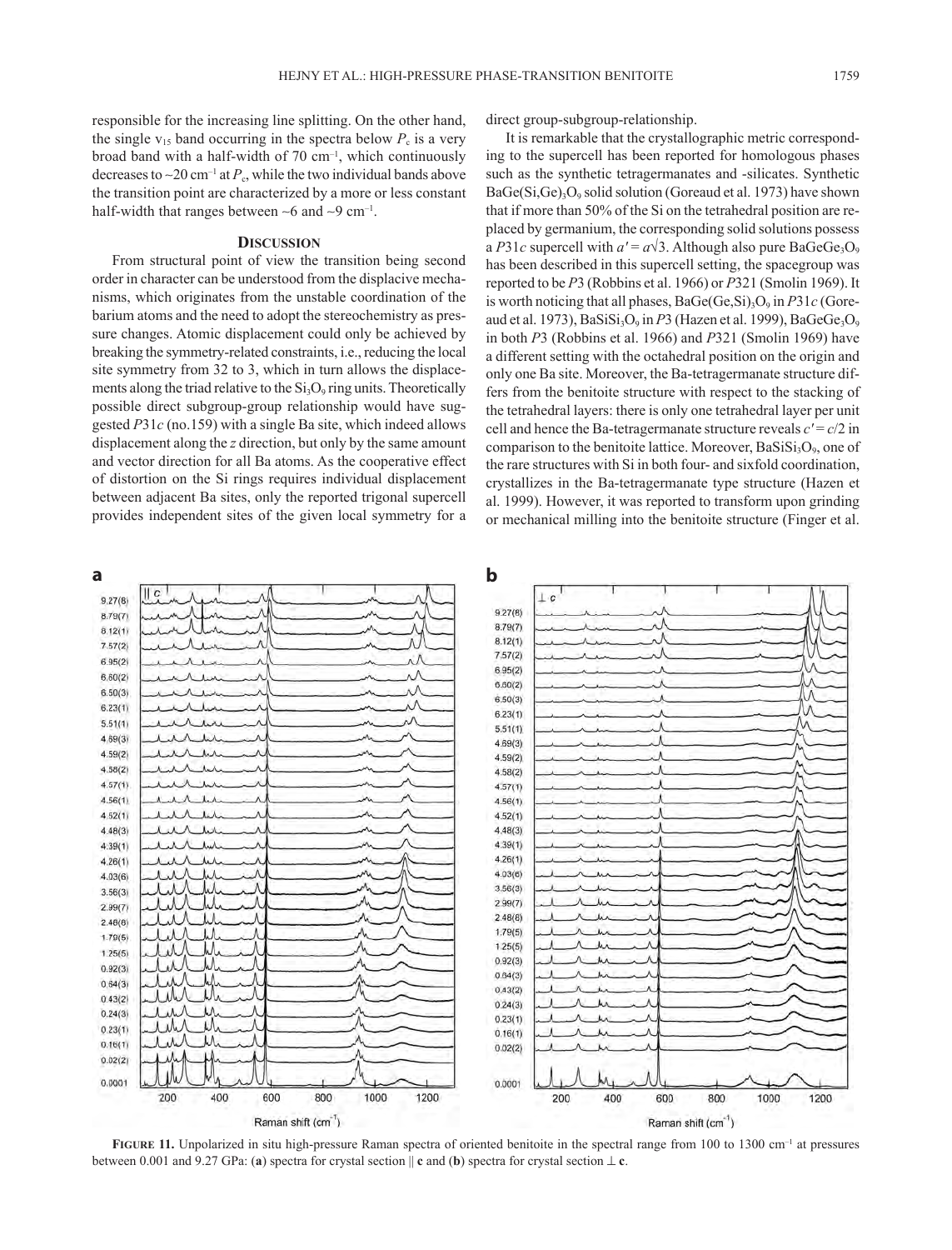responsible for the increasing line splitting. On the other hand, the single $v_{15}$ band occurring in the spectra below $P_c$ is a very broad band with a half-width of 70 cm$^{-1}$, which continuously decreases to ~20 cm$^{-1}$ at $P_c$, while the two individual bands above the transition point are characterized by a more or less constant half-width that ranges between ~6 and ~9 cm$^{-1}$.

## Discussion

From structural point of view the transition being second order in character can be understood from the displacive mechanisms, which originates from the unstable coordination of the barium atoms and the need to adopt the stereochemistry as pressure changes. Atomic displacement could only be achieved by breaking the symmetry-related constraints, i.e., reducing the local site symmetry from 32 to 3, which in turn allows the displacements along the triad relative to the $Si_3O_9$ ring units. Theoretically possible direct subgroup-group relationship would have suggested *P*31*c* (no.159) with a single Ba site, which indeed allows displacement along the *z* direction, but only by the same amount and vector direction for all Ba atoms. As the cooperative effect of distortion on the Si rings requires individual displacement between adjacent Ba sites, only the reported trigonal supercell provides independent sites of the given local symmetry for a direct group-subgroup-relationship.

It is remarkable that the crystallographic metric corresponding to the supercell has been reported for homologous phases such as the synthetic tetragermanates and -silicates. Synthetic $BaGe(Si,Ge)_3O_9$ solid solution (Goreaud et al. 1973) have shown that if more than 50% of the Si on the tetrahedral position are replaced by germanium, the corresponding solid solutions possess a *P*31*c* supercell with $a' = a\sqrt{3}$. Although also pure $BaGeGe_3O_9$ has been described in this supercell setting, the spacegroup was reported to be *P*3 (Robbins et al. 1966) or *P*321 (Smolin 1969). It is worth noticing that all phases, $BaGe(Ge,Si)_3O_9$ in *P*31*c* (Goreaud et al. 1973), $BaSiSi_3O_9$ in *P*3 (Hazen et al. 1999), $BaGeGe_3O_9$ in both *P*3 (Robbins et al. 1966) and *P*321 (Smolin 1969) have a different setting with the octahedral position on the origin and only one Ba site. Moreover, the Ba-tetragermanate structure differs from the benitoite structure with respect to the stacking of the tetrahedral layers: there is only one tetrahedral layer per unit cell and hence the Ba-tetragermanate structure reveals $c' = c/2$ in comparison to the benitoite lattice. Moreover, $BaSiSi_3O_9$, one of the rare structures with Si in both four- and sixfold coordination, crystallizes in the Ba-tetragermanate type structure (Hazen et al. 1999). However, it was reported to transform upon grinding or mechanical milling into the benitoite structure (Finger et al.

**Figure 11.** Unpolarized in situ high-pressure Raman spectra of oriented benitoite in the spectral range from 100 to 1300 cm$^{-1}$ at pressures between 0.001 and 9.27 GPa: (**a**) spectra for crystal section ∥ **c** and (**b**) spectra for crystal section ⊥ **c**.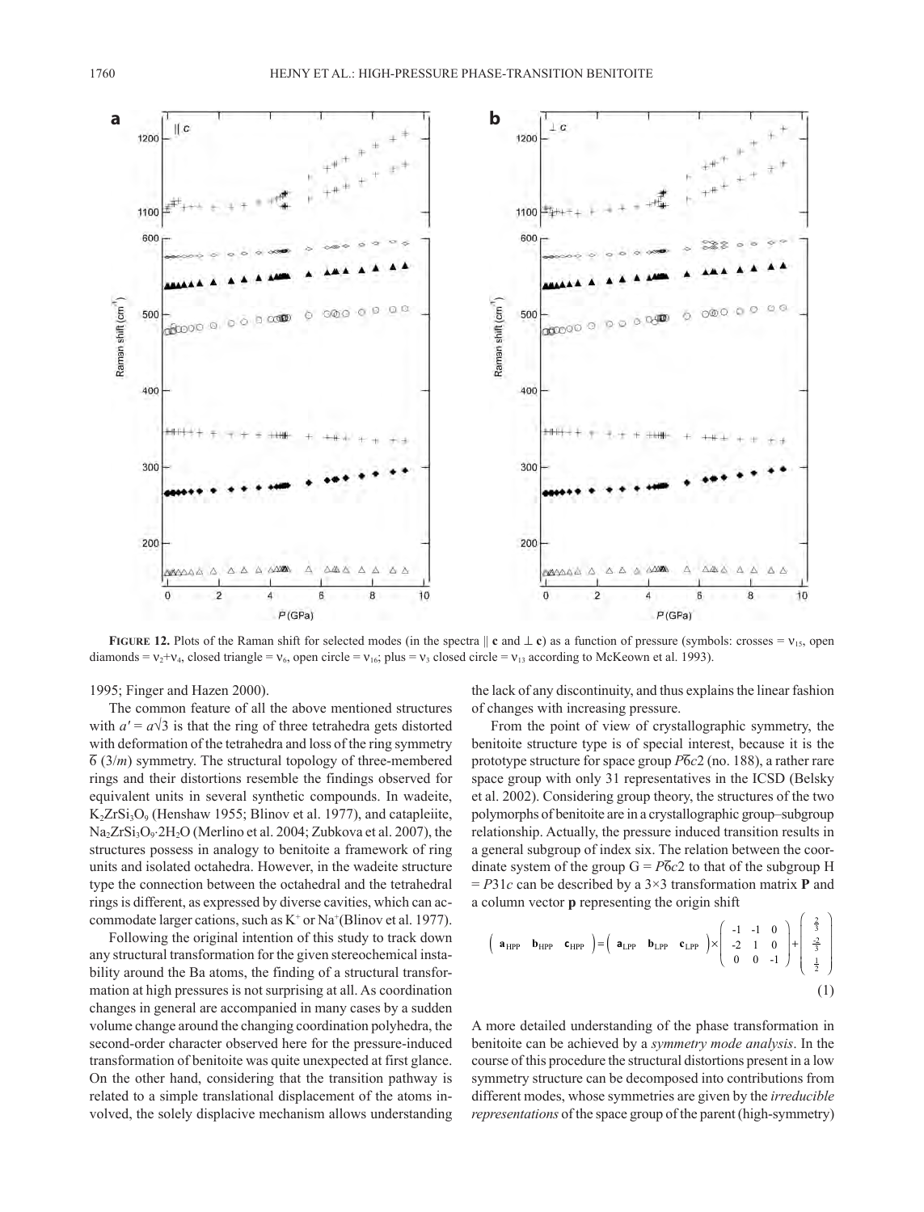**FIGURE 12.** Plots of the Raman shift for selected modes (in the spectra ∥ **c** and ⊥ **c**) as a function of pressure (symbols: crosses = $\nu_{15}$, open diamonds = $\nu_2$+$\nu_4$, closed triangle = $\nu_6$, open circle = $\nu_{16}$; plus = $\nu_3$ closed circle = $\nu_{13}$ according to McKeown et al. 1993).

1995; Finger and Hazen 2000).

The common feature of all the above mentioned structures with $a' = a\sqrt{3}$ is that the ring of three tetrahedra gets distorted with deformation of the tetrahedra and loss of the ring symmetry $\overline{6}$ (3/*m*) symmetry. The structural topology of three-membered rings and their distortions resemble the findings observed for equivalent units in several synthetic compounds. In wadeite, $K_2ZrSi_3O_9$ (Henshaw 1955; Blinov et al. 1977), and catapleiite, $Na_2ZrSi_3O_9{\cdot}2H_2O$ (Merlino et al. 2004; Zubkova et al. 2007), the structures possess in analogy to benitoite a framework of ring units and isolated octahedra. However, in the wadeite structure type the connection between the octahedral and the tetrahedral rings is different, as expressed by diverse cavities, which can accommodate larger cations, such as $K^+$ or $Na^+$(Blinov et al. 1977).

Following the original intention of this study to track down any structural transformation for the given stereochemical instability around the Ba atoms, the finding of a structural transformation at high pressures is not surprising at all. As coordination changes in general are accompanied in many cases by a sudden volume change around the changing coordination polyhedra, the second-order character observed here for the pressure-induced transformation of benitoite was quite unexpected at first glance. On the other hand, considering that the transition pathway is related to a simple translational displacement of the atoms involved, the solely displacive mechanism allows understanding the lack of any discontinuity, and thus explains the linear fashion of changes with increasing pressure.

From the point of view of crystallographic symmetry, the benitoite structure type is of special interest, because it is the prototype structure for space group $P\overline{6}c2$ (no. 188), a rather rare space group with only 31 representatives in the ICSD (Belsky et al. 2002). Considering group theory, the structures of the two polymorphs of benitoite are in a crystallographic group–subgroup relationship. Actually, the pressure induced transition results in a general subgroup of index six. The relation between the coordinate system of the group G = $P\overline{6}c2$ to that of the subgroup H = $P31c$ can be described by a 3×3 transformation matrix **P** and a column vector **p** representing the origin shift

$$\begin{pmatrix} \mathbf{a}_{\mathrm{HPP}} & \mathbf{b}_{\mathrm{HPP}} & \mathbf{c}_{\mathrm{HPP}} \end{pmatrix} = \begin{pmatrix} \mathbf{a}_{\mathrm{LPP}} & \mathbf{b}_{\mathrm{LPP}} & \mathbf{c}_{\mathrm{LPP}} \end{pmatrix} \times \begin{pmatrix} -1 & -1 & 0 \\ -2 & 1 & 0 \\ 0 & 0 & -1 \end{pmatrix} + \begin{pmatrix} \frac{2}{3} \\ \frac{-2}{3} \\ \frac{1}{2} \end{pmatrix} \quad (1)$$

A more detailed understanding of the phase transformation in benitoite can be achieved by a *symmetry mode analysis*. In the course of this procedure the structural distortions present in a low symmetry structure can be decomposed into contributions from different modes, whose symmetries are given by the *irreducible representations* of the space group of the parent (high-symmetry)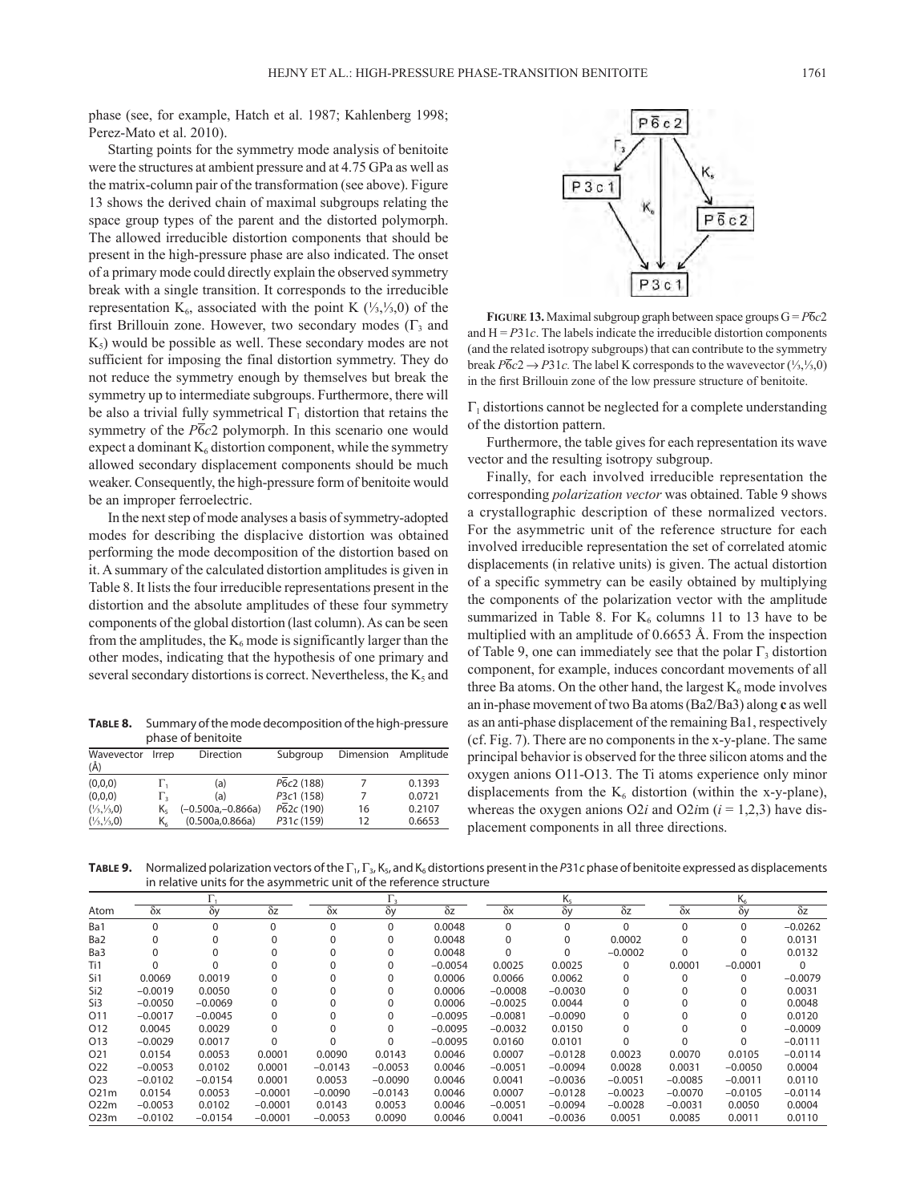phase (see, for example, Hatch et al. 1987; Kahlenberg 1998; Perez-Mato et al. 2010).

Starting points for the symmetry mode analysis of benitoite were the structures at ambient pressure and at 4.75 GPa as well as the matrix-column pair of the transformation (see above). Figure 13 shows the derived chain of maximal subgroups relating the space group types of the parent and the distorted polymorph. The allowed irreducible distortion components that should be present in the high-pressure phase are also indicated. The onset of a primary mode could directly explain the observed symmetry break with a single transition. It corresponds to the irreducible representation $K_6$, associated with the point K (⅓,⅓,0) of the first Brillouin zone. However, two secondary modes ($\Gamma_3$ and $K_5$) would be possible as well. These secondary modes are not sufficient for imposing the final distortion symmetry. They do not reduce the symmetry enough by themselves but break the symmetry up to intermediate subgroups. Furthermore, there will be also a trivial fully symmetrical $\Gamma_1$ distortion that retains the symmetry of the $P\bar{6}c2$ polymorph. In this scenario one would expect a dominant $K_6$ distortion component, while the symmetry allowed secondary displacement components should be much weaker. Consequently, the high-pressure form of benitoite would be an improper ferroelectric.

In the next step of mode analyses a basis of symmetry-adapted modes for describing the displacive distortion was obtained performing the mode decomposition of the distortion based on it. A summary of the calculated distortion amplitudes is given in Table 8. It lists the four irreducible representations present in the distortion and the absolute amplitudes of these four symmetry components of the global distortion (last column). As can be seen from the amplitudes, the $K_6$ mode is significantly larger than the other modes, indicating that the hypothesis of one primary and several secondary distortions is correct. Nevertheless, the $K_5$ and $\Gamma_1$ distortions cannot be neglected for a complete understanding of the distortion pattern.

**Table 8.** Summary of the mode decomposition of the high-pressure phase of benitoite

| Wavevector (Å) | Irrep | Direction | Subgroup | Dimension | Amplitude |
|---|---|---|---|---|---|
| (0,0,0) | $\Gamma_1$ | (a) | $P\bar{6}c2$ (188) | 7 | 0.1393 |
| (0,0,0) | $\Gamma_3$ | (a) | $P3c1$ (158) | 7 | 0.0721 |
| (⅓,⅓,0) | $K_5$ | (–0.500a,–0.866a) | $P\bar{6}2c$ (190) | 16 | 0.2107 |
| (⅓,⅓,0) | $K_6$ | (0.500a,0.866a) | $P31c$ (159) | 12 | 0.6653 |

**Figure 13.** Maximal subgroup graph between space groups G = $P\bar{6}c2$ and H = $P31c$. The labels indicate the irreducible distortion components (and the related isotropy subgroups) that can contribute to the symmetry break $P\bar{6}c2 \rightarrow P31c$. The label K corresponds to the wavevector (⅓,⅓,0) in the first Brillouin zone of the low pressure structure of benitoite.

Furthermore, the table gives for each representation its wave vector and the resulting isotropy subgroup.

Finally, for each involved irreducible representation the corresponding *polarization vector* was obtained. Table 9 shows a crystallographic description of these normalized vectors. For the asymmetric unit of the reference structure for each involved irreducible representation the set of correlated atomic displacements (in relative units) is given. The actual distortion of a specific symmetry can be easily obtained by multiplying the components of the polarization vector with the amplitude summarized in Table 8. For $K_6$ columns 11 to 13 have to be multiplied with an amplitude of 0.6653 Å. From the inspection of Table 9, one can immediately see that the polar $\Gamma_3$ distortion component, for example, induces concordant movements of all three Ba atoms. On the other hand, the largest $K_6$ mode involves an in-phase movement of two Ba atoms (Ba2/Ba3) along **c** as well as an anti-phase displacement of the remaining Ba1, respectively (cf. Fig. 7). There are no components in the x-y-plane. The same principal behavior is observed for the three silicon atoms and the oxygen anions O11-O13. The Ti atoms experience only minor displacements from the $K_6$ distortion (within the x-y-plane), whereas the oxygen anions O2*i* and O2*i*m (*i* = 1,2,3) have displacement components in all three directions.

**Table 9.** Normalized polarization vectors of the $\Gamma_1$, $\Gamma_3$, $K_5$, and $K_6$ distortions present in the $P31c$ phase of benitoite expressed as displacements in relative units for the asymmetric unit of the reference structure

| | $\Gamma_1$ | | | $\Gamma_3$ | | | $K_5$ | | | $K_6$ | | |
|---|---|---|---|---|---|---|---|---|---|---|---|---|
| Atom | δx | δy | δz | δx | δy | δz | δx | δy | δz | δx | δy | δz |
| Ba1 | 0 | 0 | 0 | 0 | 0 | 0.0048 | 0 | 0 | 0 | 0 | 0 | –0.0262 |
| Ba2 | 0 | 0 | 0 | 0 | 0 | 0.0048 | 0 | 0 | 0.0002 | 0 | 0 | 0.0131 |
| Ba3 | 0 | 0 | 0 | 0 | 0 | 0.0048 | 0 | 0 | –0.0002 | 0 | 0 | 0.0132 |
| Ti1 | 0 | 0 | 0 | 0 | 0 | –0.0054 | 0.0025 | 0.0025 | 0 | 0.0001 | –0.0001 | 0 |
| Si1 | 0.0069 | 0.0019 | 0 | 0 | 0 | 0.0006 | 0.0066 | 0.0062 | 0 | 0 | 0 | –0.0079 |
| Si2 | –0.0019 | 0.0050 | 0 | 0 | 0 | 0.0006 | –0.0008 | –0.0030 | 0 | 0 | 0 | 0.0031 |
| Si3 | –0.0050 | –0.0069 | 0 | 0 | 0 | 0.0006 | –0.0025 | 0.0044 | 0 | 0 | 0 | 0.0048 |
| O11 | –0.0017 | –0.0045 | 0 | 0 | 0 | –0.0095 | –0.0081 | –0.0090 | 0 | 0 | 0 | 0.0120 |
| O12 | 0.0045 | 0.0029 | 0 | 0 | 0 | –0.0095 | –0.0032 | 0.0150 | 0 | 0 | 0 | –0.0009 |
| O13 | –0.0029 | 0.0017 | 0 | 0 | 0 | –0.0095 | 0.0160 | 0.0101 | 0 | 0 | 0 | –0.0111 |
| O21 | 0.0154 | 0.0053 | 0.0001 | 0.0090 | 0.0143 | 0.0046 | 0.0007 | –0.0128 | 0.0023 | 0.0070 | 0.0105 | –0.0114 |
| O22 | –0.0053 | 0.0102 | 0.0001 | –0.0143 | –0.0053 | 0.0046 | –0.0051 | –0.0094 | 0.0028 | 0.0031 | –0.0050 | 0.0004 |
| O23 | –0.0102 | –0.0154 | 0.0001 | 0.0053 | –0.0090 | 0.0046 | 0.0041 | –0.0036 | –0.0051 | –0.0085 | –0.0011 | 0.0110 |
| O21m | 0.0154 | 0.0053 | –0.0001 | –0.0090 | –0.0143 | 0.0046 | 0.0007 | –0.0128 | –0.0023 | –0.0070 | –0.0105 | –0.0114 |
| O22m | –0.0053 | 0.0102 | –0.0001 | 0.0143 | 0.0053 | 0.0046 | –0.0051 | –0.0094 | –0.0028 | –0.0031 | 0.0050 | 0.0004 |
| O23m | –0.0102 | –0.0154 | –0.0001 | –0.0053 | 0.0090 | 0.0046 | 0.0041 | –0.0036 | 0.0051 | 0.0085 | 0.0011 | 0.0110 |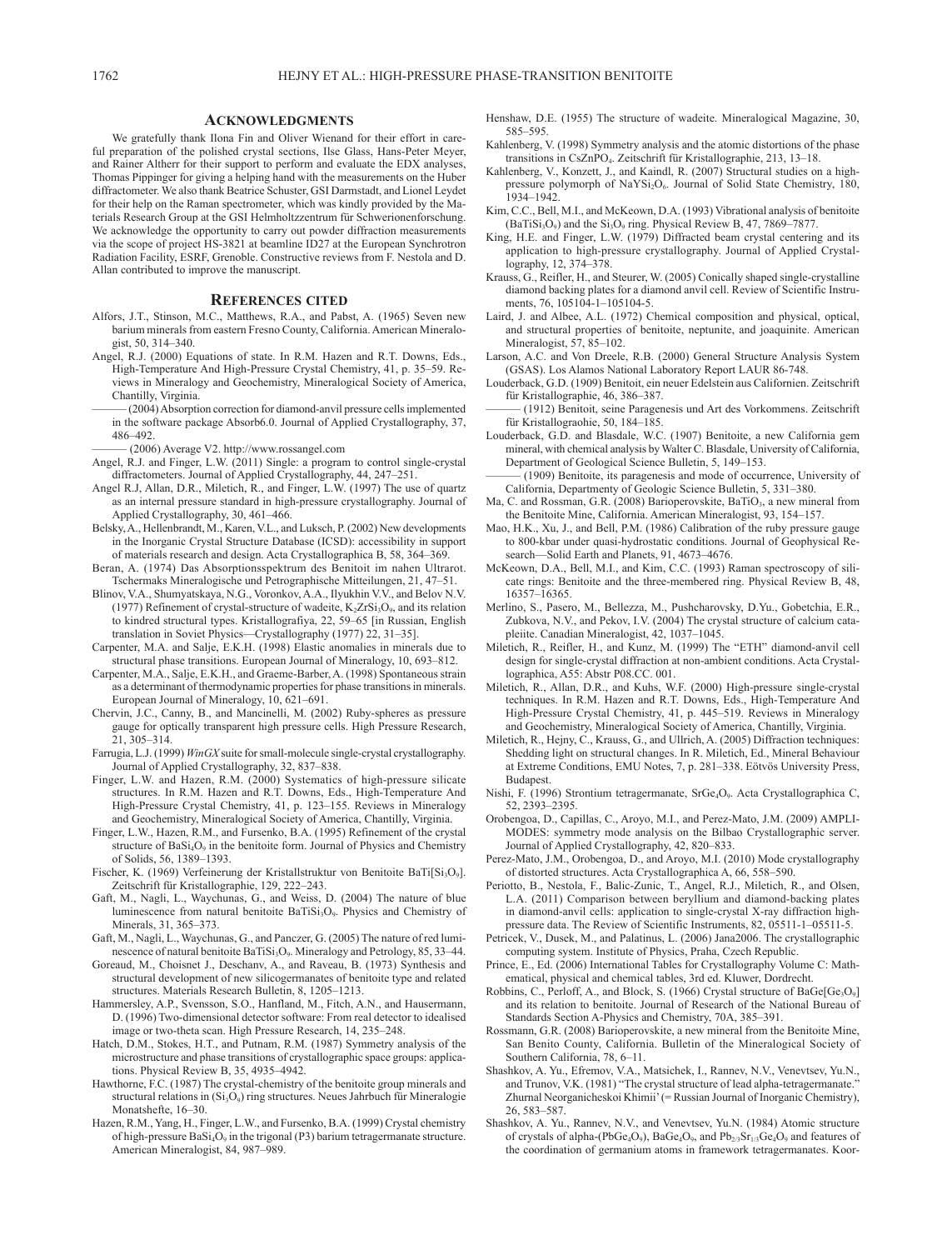## Acknowledgments

We gratefully thank Ilona Fin and Oliver Wienand for their effort in careful preparation of the polished crystal sections, Ilse Glass, Hans-Peter Meyer, and Rainer Altherr for their support to perform and evaluate the EDX analyses, Thomas Pippinger for giving a helping hand with the measurements on the Huber diffractometer. We also thank Beatrice Schuster, GSI Darmstadt, and Lionel Leydet for their help on the Raman spectrometer, which was kindly provided by the Materials Research Group at the GSI Helmholtzzentrum für Schwerionenforschung. We acknowledge the opportunity to carry out powder diffraction measurements via the scope of project HS-3821 at beamline ID27 at the European Synchrotron Radiation Facility, ESRF, Grenoble. Constructive reviews from F. Nestola and D. Allan contributed to improve the manuscript.

## References cited

Alfors, J.T., Stinson, M.C., Matthews, R.A., and Pabst, A. (1965) Seven new barium minerals from eastern Fresno County, California. American Mineralogist, 50, 314–340.

Angel, R.J. (2000) Equations of state. In R.M. Hazen and R.T. Downs, Eds., High-Temperature And High-Pressure Crystal Chemistry, 41, p. 35–59. Reviews in Mineralogy and Geochemistry, Mineralogical Society of America, Chantilly, Virginia.

——— (2004) Absorption correction for diamond-anvil pressure cells implemented in the software package Absorb6.0. Journal of Applied Crystallography, 37, 486–492.

——— (2006) Average V2. http://www.rossangel.com

Angel, R.J. and Finger, L.W. (2011) Single: a program to control single-crystal diffractometers. Journal of Applied Crystallography, 44, 247–251.

Angel R.J, Allan, D.R., Miletich, R., and Finger, L.W. (1997) The use of quartz as an internal pressure standard in high-pressure crystallography. Journal of Applied Crystallography, 30, 461–466.

Belsky, A., Hellenbrandt, M., Karen, V.L., and Luksch, P. (2002) New developments in the Inorganic Crystal Structure Database (ICSD): accessibility in support of materials research and design. Acta Crystallographica B, 58, 364–369.

Beran, A. (1974) Das Absorptionsspektrum des Benitoit im nahen Ultrarot. Tschermaks Mineralogische und Petrographische Mitteilungen, 21, 47–51.

Blinov, V.A., Shumyatskaya, N.G., Voronkov, A.A., Ilyukhin V.V., and Belov N.V. (1977) Refinement of crystal-structure of wadeite, $K_2ZrSi_3O_9$, and its relation to kindred structural types. Kristallografiya, 22, 59–65 [in Russian, English translation in Soviet Physics—Crystallography (1977) 22, 31–35].

Carpenter, M.A. and Salje, E.K.H. (1998) Elastic anomalies in minerals due to structural phase transitions. European Journal of Mineralogy, 10, 693–812.

Carpenter, M.A., Salje, E.K.H., and Graeme-Barber, A. (1998) Spontaneous strain as a determinant of thermodynamic properties for phase transitions in minerals. European Journal of Mineralogy, 10, 621–691.

Chervin, J.C., Canny, B., and Mancinelli, M. (2002) Ruby-spheres as pressure gauge for optically transparent high pressure cells. High Pressure Research, 21, 305–314.

Farrugia, L.J. (1999) *WinGX* suite for small-molecule single-crystal crystallography. Journal of Applied Crystallography, 32, 837–838.

Finger, L.W. and Hazen, R.M. (2000) Systematics of high-pressure silicate structures. In R.M. Hazen and R.T. Downs, Eds., High-Temperature And High-Pressure Crystal Chemistry, 41, p. 123–155. Reviews in Mineralogy and Geochemistry, Mineralogical Society of America, Chantilly, Virginia.

Finger, L.W., Hazen, R.M., and Fursenko, B.A. (1995) Refinement of the crystal structure of $BaSi_4O_9$ in the benitoite form. Journal of Physics and Chemistry of Solids, 56, 1389–1393.

Fischer, K. (1969) Verfeinerung der Kristallstruktur von Benitoite $BaTi[Si_3O_9]$. Zeitschrift für Kristallographie, 129, 222–243.

Gaft, M., Nagli, L., Waychunas, G., and Weiss, D. (2004) The nature of blue luminescence from natural benitoite $BaTiSi_3O_9$. Physics and Chemistry of Minerals, 31, 365–373.

Gaft, M., Nagli, L., Waychunas, G., and Panczer, G. (2005) The nature of red luminescence of natural benitoite $BaTiSi_3O_9$. Mineralogy and Petrology, 85, 33–44.

Goreaud, M., Choisnet J., Deschanv, A., and Raveau, B. (1973) Synthesis and structural development of new silicogermanates of benitoite type and related structures. Materials Research Bulletin, 8, 1205–1213.

Hammersley, A.P., Svensson, S.O., Hanfland, M., Fitch, A.N., and Hausermann, D. (1996) Two-dimensional detector software: From real detector to idealised image or two-theta scan. High Pressure Research, 14, 235–248.

Hatch, D.M., Stokes, H.T., and Putnam, R.M. (1987) Symmetry analysis of the microstructure and phase transitions of crystallographic space groups: applications. Physical Review B, 35, 4935–4942.

Hawthorne, F.C. (1987) The crystal-chemistry of the benitoite group minerals and structural relations in $(Si_3O_9)$ ring structures. Neues Jahrbuch für Mineralogie Monatshefte, 16–30.

Hazen, R.M., Yang, H., Finger, L.W., and Fursenko, B.A. (1999) Crystal chemistry of high-pressure $BaSi_4O_9$ in the trigonal (P3) barium tetragermanate structure. American Mineralogist, 84, 987–989.

Henshaw, D.E. (1955) The structure of wadeite. Mineralogical Magazine, 30, 585–595.

Kahlenberg, V. (1998) Symmetry analysis and the atomic distortions of the phase transitions in $CsZnPO_4$. Zeitschrift für Kristallographie, 213, 13–18.

Kahlenberg, V., Konzett, J., and Kaindl, R. (2007) Structural studies on a high-pressure polymorph of $NaYSi_2O_6$. Journal of Solid State Chemistry, 180, 1934–1942.

Kim, C.C., Bell, M.I., and McKeown, D.A. (1993) Vibrational analysis of benitoite ($BaTiSi_3O_9$) and the $Si_3O_9$ ring. Physical Review B, 47, 7869–7877.

King, H.E. and Finger, L.W. (1979) Diffracted beam crystal centering and its application to high-pressure crystallography. Journal of Applied Crystallography, 12, 374–378.

Krauss, G., Reifler, H., and Steurer, W. (2005) Conically shaped single-crystalline diamond backing plates for a diamond anvil cell. Review of Scientific Instruments, 76, 105104-1–105104-5.

Laird, J. and Albee, A.L. (1972) Chemical composition and physical, optical, and structural properties of benitoite, neptunite, and joaquinite. American Mineralogist, 57, 85–102.

Larson, A.C. and Von Dreele, R.B. (2000) General Structure Analysis System (GSAS). Los Alamos National Laboratory Report LAUR 86-748.

Louderback, G.D. (1909) Benitoit, ein neuer Edelstein aus Californien. Zeitschrift für Kristallographie, 46, 386–387.

——— (1912) Benitoit, seine Paragenesis und Art des Vorkommens. Zeitschrift für Kristallograohie, 50, 184–185.

Louderback, G.D. and Blasdale, W.C. (1907) Benitoite, a new California gem mineral, with chemical analysis by Walter C. Blasdale, University of California, Department of Geological Science Bulletin, 5, 149–153.

——— (1909) Benitoite, its paragenesis and mode of occurrence, University of California, Departmenty of Geologic Science Bulletin, 5, 331–380.

Ma, C. and Rossman, G.R. (2008) Barioperovskite, $BaTiO_3$, a new mineral from the Benitoite Mine, California. American Mineralogist, 93, 154–157.

Mao, H.K., Xu, J., and Bell, P.M. (1986) Calibration of the ruby pressure gauge to 800-kbar under quasi-hydrostatic conditions. Journal of Geophysical Research—Solid Earth and Planets, 91, 4673–4676.

McKeown, D.A., Bell, M.I., and Kim, C.C. (1993) Raman spectroscopy of silicate rings: Benitoite and the three-membered ring. Physical Review B, 48, 16357–16365.

Merlino, S., Pasero, M., Bellezza, M., Pushcharovsky, D.Yu., Gobetchia, E.R., Zubkova, N.V., and Pekov, I.V. (2004) The crystal structure of calcium catapleiite. Canadian Mineralogist, 42, 1037–1045.

Miletich, R., Reifler, H., and Kunz, M. (1999) The "ETH" diamond-anvil cell design for single-crystal diffraction at non-ambient conditions. Acta Crystallographica, A55: Abstr P08.CC. 001.

Miletich, R., Allan, D.R., and Kuhs, W.F. (2000) High-pressure single-crystal techniques. In R.M. Hazen and R.T. Downs, Eds., High-Temperature And High-Pressure Crystal Chemistry, 41, p. 445–519. Reviews in Mineralogy and Geochemistry, Mineralogical Society of America, Chantilly, Virginia.

Miletich, R., Hejny, C., Krauss, G., and Ullrich, A. (2005) Diffraction techniques: Shedding light on structural changes. In R. Miletich, Ed., Mineral Behaviour at Extreme Conditions, EMU Notes, 7, p. 281–338. Eötvös University Press, Budapest.

Nishi, F. (1996) Strontium tetragermanate, $SrGe_4O_9$. Acta Crystallographica C, 52, 2393–2395.

Orobengoa, D., Capillas, C., Aroyo, M.I., and Perez-Mato, J.M. (2009) AMPLIMODES: symmetry mode analysis on the Bilbao Crystallographic server. Journal of Applied Crystallography, 42, 820–833.

Perez-Mato, J.M., Orobengoa, D., and Aroyo, M.I. (2010) Mode crystallography of distorted structures. Acta Crystallographica A, 66, 558–590.

Periotto, B., Nestola, F., Balic-Zunic, T., Angel, R.J., Miletich, R., and Olsen, L.A. (2011) Comparison between beryllium and diamond-backing plates in diamond-anvil cells: application to single-crystal X-ray diffraction high-pressure data. The Review of Scientific Instruments, 82, 05511-1–05511-5.

Petricek, V., Dusek, M., and Palatinus, L. (2006) Jana2006. The crystallographic computing system. Institute of Physics, Praha, Czech Republic.

Prince, E., Ed. (2006) International Tables for Crystallography Volume C: Mathematical, physical and chemical tables, 3rd ed. Kluwer, Dordrecht.

Robbins, C., Perloff, A., and Block, S. (1966) Crystal structure of $BaGe[Ge_3O_9]$ and its relation to benitoite. Journal of Research of the National Bureau of Standards Section A-Physics and Chemistry, 70A, 385–391.

Rossmann, G.R. (2008) Barioperovskite, a new mineral from the Benitoite Mine, San Benito County, California. Bulletin of the Mineralogical Society of Southern California, 78, 6–11.

Shashkov, A. Yu., Efremov, V.A., Matsichek, I., Rannev, N.V., Venevtsev, Yu.N., and Trunov, V.K. (1981) "The crystal structure of lead alpha-tetragermanate." Zhurnal Neorganicheskoi Khimii' (= Russian Journal of Inorganic Chemistry), 26, 583–587.

Shashkov, A. Yu., Rannev, N.V., and Venevtsev, Yu.N. (1984) Atomic structure of crystals of alpha-($PbGe_4O_9$), $BaGe_4O_9$, and $Pb_{2/3}Sr_{1/3}Ge_4O_9$ and features of the coordination of germanium atoms in framework tetragermanates. Koor-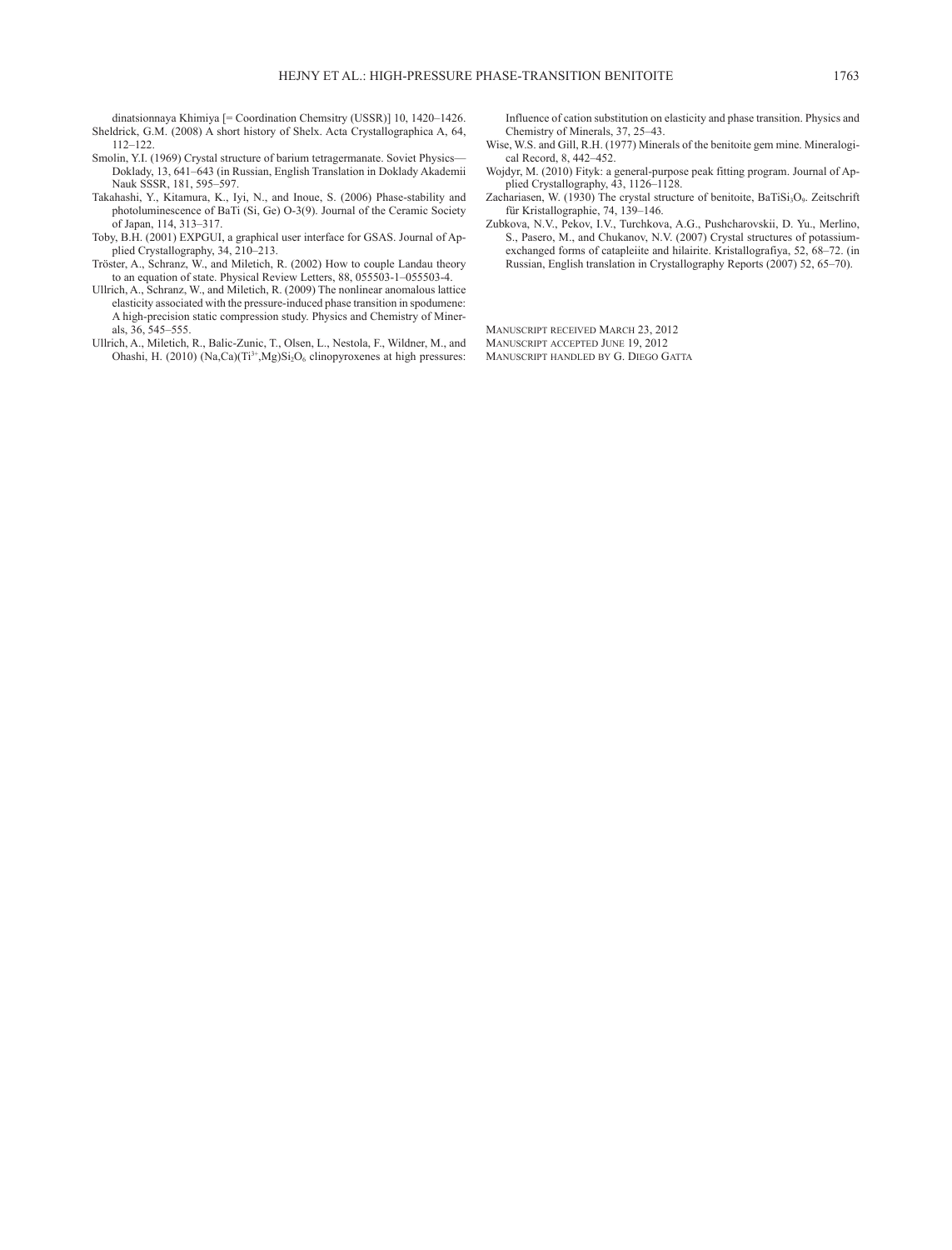dinatsionnaya Khimiya [= Coordination Chemsitry (USSR)] 10, 1420–1426.

Sheldrick, G.M. (2008) A short history of Shelx. Acta Crystallographica A, 64, 112–122.

Smolin, Y.I. (1969) Crystal structure of barium tetragermanate. Soviet Physics—Doklady, 13, 641–643 (in Russian, English Translation in Doklady Akademii Nauk SSSR, 181, 595–597.

Takahashi, Y., Kitamura, K., Iyi, N., and Inoue, S. (2006) Phase-stability and photoluminescence of BaTi (Si, Ge) O-3(9). Journal of the Ceramic Society of Japan, 114, 313–317.

Toby, B.H. (2001) EXPGUI, a graphical user interface for GSAS. Journal of Applied Crystallography, 34, 210–213.

Tröster, A., Schranz, W., and Miletich, R. (2002) How to couple Landau theory to an equation of state. Physical Review Letters, 88, 055503-1–055503-4.

Ullrich, A., Schranz, W., and Miletich, R. (2009) The nonlinear anomalous lattice elasticity associated with the pressure-induced phase transition in spodumene: A high-precision static compression study. Physics and Chemistry of Minerals, 36, 545–555.

Ullrich, A., Miletich, R., Balic-Zunic, T., Olsen, L., Nestola, F., Wildner, M., and Ohashi, H. (2010) (Na,Ca)($Ti^{3+}$,Mg)$Si_2O_6$ clinopyroxenes at high pressures: Influence of cation substitution on elasticity and phase transition. Physics and Chemistry of Minerals, 37, 25–43.

Wise, W.S. and Gill, R.H. (1977) Minerals of the benitoite gem mine. Mineralogical Record, 8, 442–452.

Wojdyr, M. (2010) Fityk: a general-purpose peak fitting program. Journal of Applied Crystallography, 43, 1126–1128.

Zachariasen, W. (1930) The crystal structure of benitoite, $BaTiSi_3O_9$. Zeitschrift für Kristallographie, 74, 139–146.

Zubkova, N.V., Pekov, I.V., Turchkova, A.G., Pushcharovskii, D. Yu., Merlino, S., Pasero, M., and Chukanov, N.V. (2007) Crystal structures of potassium-exchanged forms of catapleiite and hilairite. Kristallografiya, 52, 68–72. (in Russian, English translation in Crystallography Reports (2007) 52, 65–70).

Manuscript received March 23, 2012
Manuscript accepted June 19, 2012
Manuscript handled by G. Diego Gatta